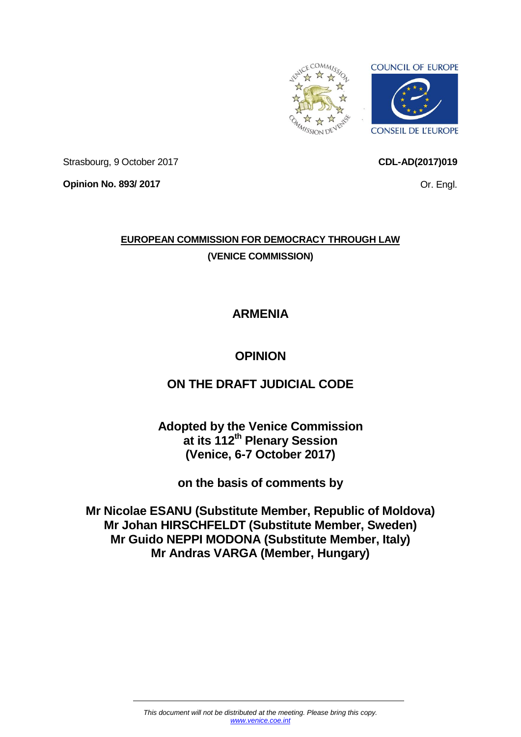Strasbourg, 9 October 2017

**CDL-AD(2017)019**

**Opinion No. 893/ 2017**

Or. Engl.

**EUROPEAN COMMISSION FOR DEMOCRACY THROUGH LAW**

**(VENICE COMMISSION)**

# ARMENIA

# OPINION

# ON THE DRAFT JUDICIAL CODE

**Adopted by the Venice Commission**
**at its 112th Plenary Session**
**(Venice, 6-7 October 2017)**

**on the basis of comments by**

**Mr Nicolae ESANU (Substitute Member, Republic of Moldova)**
**Mr Johan HIRSCHFELDT (Substitute Member, Sweden)**
**Mr Guido NEPPI MODONA (Substitute Member, Italy)**
**Mr Andras VARGA (Member, Hungary)**

*This document will not be distributed at the meeting. Please bring this copy.*
*www.venice.coe.int*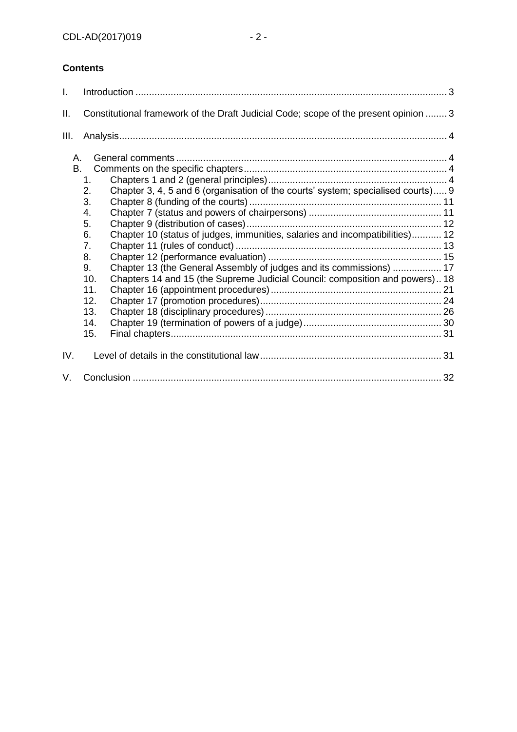**Contents**

I. Introduction ... 3

II. Constitutional framework of the Draft Judicial Code; scope of the present opinion ... 3

III. Analysis ... 4

- A. General comments ... 4
- B. Comments on the specific chapters ... 4
  1. Chapters 1 and 2 (general principles) ... 4
  2. Chapter 3, 4, 5 and 6 (organisation of the courts' system; specialised courts) ... 9
  3. Chapter 8 (funding of the courts) ... 11
  4. Chapter 7 (status and powers of chairpersons) ... 11
  5. Chapter 9 (distribution of cases) ... 12
  6. Chapter 10 (status of judges, immunities, salaries and incompatibilities) ... 12
  7. Chapter 11 (rules of conduct) ... 13
  8. Chapter 12 (performance evaluation) ... 15
  9. Chapter 13 (the General Assembly of judges and its commissions) ... 17
  10. Chapters 14 and 15 (the Supreme Judicial Council: composition and powers) .. 18
  11. Chapter 16 (appointment procedures) ... 21
  12. Chapter 17 (promotion procedures) ... 24
  13. Chapter 18 (disciplinary procedures) ... 26
  14. Chapter 19 (termination of powers of a judge) ... 30
  15. Final chapters ... 31

IV. Level of details in the constitutional law ... 31

V. Conclusion ... 32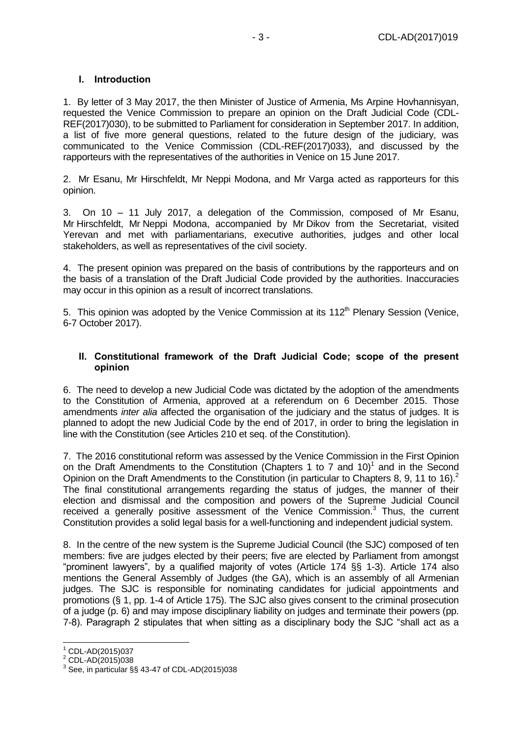## I. Introduction

1. By letter of 3 May 2017, the then Minister of Justice of Armenia, Ms Arpine Hovhannisyan, requested the Venice Commission to prepare an opinion on the Draft Judicial Code (CDL-REF(2017)030), to be submitted to Parliament for consideration in September 2017. In addition, a list of five more general questions, related to the future design of the judiciary, was communicated to the Venice Commission (CDL-REF(2017)033), and discussed by the rapporteurs with the representatives of the authorities in Venice on 15 June 2017.

2. Mr Esanu, Mr Hirschfeldt, Mr Neppi Modona, and Mr Varga acted as rapporteurs for this opinion.

3. On 10 – 11 July 2017, a delegation of the Commission, composed of Mr Esanu, Mr Hirschfeldt, Mr Neppi Modona, accompanied by Mr Dikov from the Secretariat, visited Yerevan and met with parliamentarians, executive authorities, judges and other local stakeholders, as well as representatives of the civil society.

4. The present opinion was prepared on the basis of contributions by the rapporteurs and on the basis of a translation of the Draft Judicial Code provided by the authorities. Inaccuracies may occur in this opinion as a result of incorrect translations.

5. This opinion was adopted by the Venice Commission at its 112th Plenary Session (Venice, 6-7 October 2017).

## II. Constitutional framework of the Draft Judicial Code; scope of the present opinion

6. The need to develop a new Judicial Code was dictated by the adoption of the amendments to the Constitution of Armenia, approved at a referendum on 6 December 2015. Those amendments *inter alia* affected the organisation of the judiciary and the status of judges. It is planned to adopt the new Judicial Code by the end of 2017, in order to bring the legislation in line with the Constitution (see Articles 210 et seq. of the Constitution).

7. The 2016 constitutional reform was assessed by the Venice Commission in the First Opinion on the Draft Amendments to the Constitution (Chapters 1 to 7 and 10)[1] and in the Second Opinion on the Draft Amendments to the Constitution (in particular to Chapters 8, 9, 11 to 16).[2] The final constitutional arrangements regarding the status of judges, the manner of their election and dismissal and the composition and powers of the Supreme Judicial Council received a generally positive assessment of the Venice Commission.[3] Thus, the current Constitution provides a solid legal basis for a well-functioning and independent judicial system.

8. In the centre of the new system is the Supreme Judicial Council (the SJC) composed of ten members: five are judges elected by their peers; five are elected by Parliament from amongst "prominent lawyers", by a qualified majority of votes (Article 174 §§ 1-3). Article 174 also mentions the General Assembly of Judges (the GA), which is an assembly of all Armenian judges. The SJC is responsible for nominating candidates for judicial appointments and promotions (§ 1, pp. 1-4 of Article 175). The SJC also gives consent to the criminal prosecution of a judge (p. 6) and may impose disciplinary liability on judges and terminate their powers (pp. 7-8). Paragraph 2 stipulates that when sitting as a disciplinary body the SJC "shall act as a

---

[1] CDL-AD(2015)037

[2] CDL-AD(2015)038

[3] See, in particular §§ 43-47 of CDL-AD(2015)038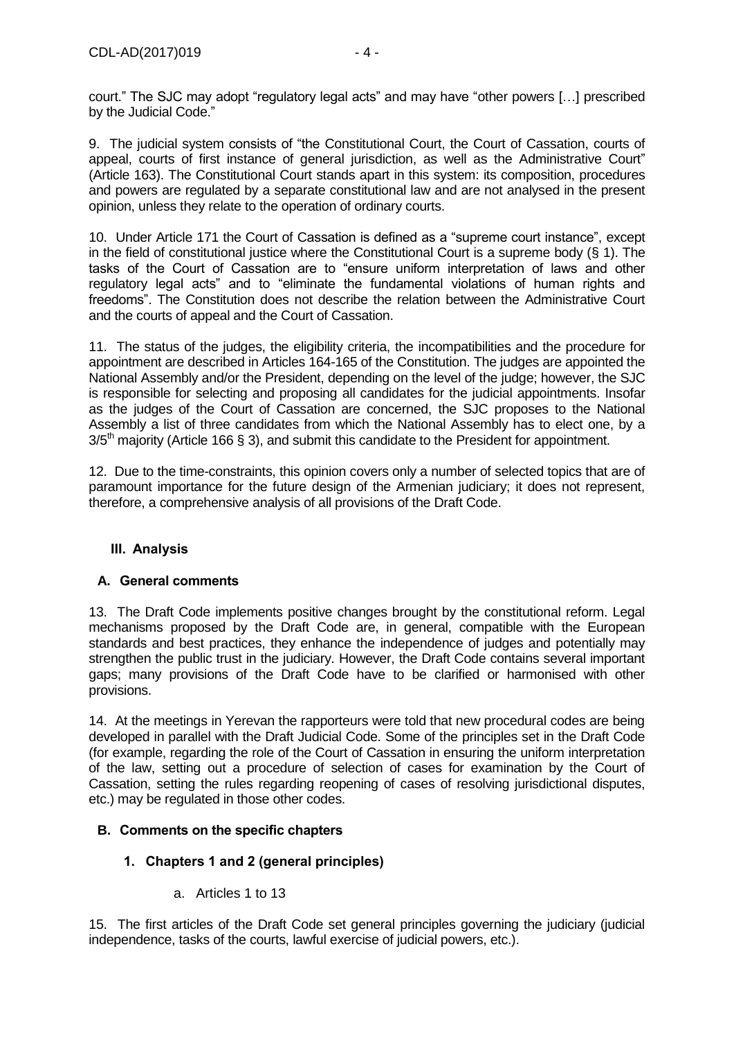court." The SJC may adopt "regulatory legal acts" and may have "other powers […] prescribed by the Judicial Code."

9. The judicial system consists of "the Constitutional Court, the Court of Cassation, courts of appeal, courts of first instance of general jurisdiction, as well as the Administrative Court" (Article 163). The Constitutional Court stands apart in this system: its composition, procedures and powers are regulated by a separate constitutional law and are not analysed in the present opinion, unless they relate to the operation of ordinary courts.

10. Under Article 171 the Court of Cassation is defined as a "supreme court instance", except in the field of constitutional justice where the Constitutional Court is a supreme body (§ 1). The tasks of the Court of Cassation are to "ensure uniform interpretation of laws and other regulatory legal acts" and to "eliminate the fundamental violations of human rights and freedoms". The Constitution does not describe the relation between the Administrative Court and the courts of appeal and the Court of Cassation.

11. The status of the judges, the eligibility criteria, the incompatibilities and the procedure for appointment are described in Articles 164-165 of the Constitution. The judges are appointed the National Assembly and/or the President, depending on the level of the judge; however, the SJC is responsible for selecting and proposing all candidates for the judicial appointments. Insofar as the judges of the Court of Cassation are concerned, the SJC proposes to the National Assembly a list of three candidates from which the National Assembly has to elect one, by a 3/5[th] majority (Article 166 § 3), and submit this candidate to the President for appointment.

12. Due to the time-constraints, this opinion covers only a number of selected topics that are of paramount importance for the future design of the Armenian judiciary; it does not represent, therefore, a comprehensive analysis of all provisions of the Draft Code.

## III. Analysis

### A. General comments

13. The Draft Code implements positive changes brought by the constitutional reform. Legal mechanisms proposed by the Draft Code are, in general, compatible with the European standards and best practices, they enhance the independence of judges and potentially may strengthen the public trust in the judiciary. However, the Draft Code contains several important gaps; many provisions of the Draft Code have to be clarified or harmonised with other provisions.

14. At the meetings in Yerevan the rapporteurs were told that new procedural codes are being developed in parallel with the Draft Judicial Code. Some of the principles set in the Draft Code (for example, regarding the role of the Court of Cassation in ensuring the uniform interpretation of the law, setting out a procedure of selection of cases for examination by the Court of Cassation, setting the rules regarding reopening of cases of resolving jurisdictional disputes, etc.) may be regulated in those other codes.

### B. Comments on the specific chapters

#### 1. Chapters 1 and 2 (general principles)

a. Articles 1 to 13

15. The first articles of the Draft Code set general principles governing the judiciary (judicial independence, tasks of the courts, lawful exercise of judicial powers, etc.).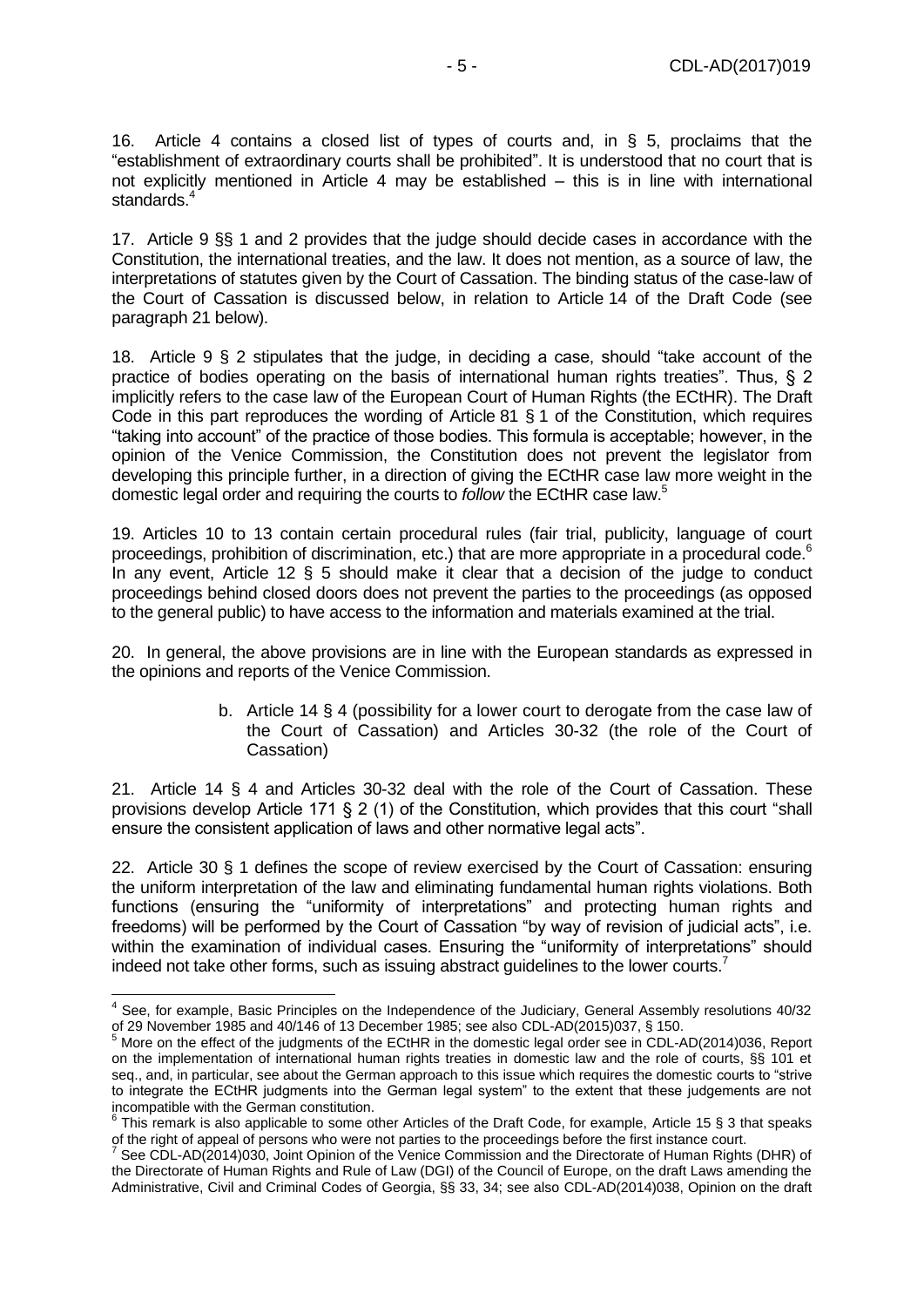16. Article 4 contains a closed list of types of courts and, in § 5, proclaims that the "establishment of extraordinary courts shall be prohibited". It is understood that no court that is not explicitly mentioned in Article 4 may be established – this is in line with international standards.[4]

17. Article 9 §§ 1 and 2 provides that the judge should decide cases in accordance with the Constitution, the international treaties, and the law. It does not mention, as a source of law, the interpretations of statutes given by the Court of Cassation. The binding status of the case-law of the Court of Cassation is discussed below, in relation to Article 14 of the Draft Code (see paragraph 21 below).

18. Article 9 § 2 stipulates that the judge, in deciding a case, should "take account of the practice of bodies operating on the basis of international human rights treaties". Thus, § 2 implicitly refers to the case law of the European Court of Human Rights (the ECtHR). The Draft Code in this part reproduces the wording of Article 81 § 1 of the Constitution, which requires "taking into account" of the practice of those bodies. This formula is acceptable; however, in the opinion of the Venice Commission, the Constitution does not prevent the legislator from developing this principle further, in a direction of giving the ECtHR case law more weight in the domestic legal order and requiring the courts to *follow* the ECtHR case law.[5]

19. Articles 10 to 13 contain certain procedural rules (fair trial, publicity, language of court proceedings, prohibition of discrimination, etc.) that are more appropriate in a procedural code.[6] In any event, Article 12 § 5 should make it clear that a decision of the judge to conduct proceedings behind closed doors does not prevent the parties to the proceedings (as opposed to the general public) to have access to the information and materials examined at the trial.

20. In general, the above provisions are in line with the European standards as expressed in the opinions and reports of the Venice Commission.

b. Article 14 § 4 (possibility for a lower court to derogate from the case law of the Court of Cassation) and Articles 30-32 (the role of the Court of Cassation)

21. Article 14 § 4 and Articles 30-32 deal with the role of the Court of Cassation. These provisions develop Article 171 § 2 (1) of the Constitution, which provides that this court "shall ensure the consistent application of laws and other normative legal acts".

22. Article 30 § 1 defines the scope of review exercised by the Court of Cassation: ensuring the uniform interpretation of the law and eliminating fundamental human rights violations. Both functions (ensuring the "uniformity of interpretations" and protecting human rights and freedoms) will be performed by the Court of Cassation "by way of revision of judicial acts", i.e. within the examination of individual cases. Ensuring the "uniformity of interpretations" should indeed not take other forms, such as issuing abstract guidelines to the lower courts.[7]

---

[4] See, for example, Basic Principles on the Independence of the Judiciary, General Assembly resolutions 40/32 of 29 November 1985 and 40/146 of 13 December 1985; see also CDL-AD(2015)037, § 150.

[5] More on the effect of the judgments of the ECtHR in the domestic legal order see in CDL-AD(2014)036, Report on the implementation of international human rights treaties in domestic law and the role of courts, §§ 101 et seq., and, in particular, see about the German approach to this issue which requires the domestic courts to "strive to integrate the ECtHR judgments into the German legal system" to the extent that these judgements are not incompatible with the German constitution.

[6] This remark is also applicable to some other Articles of the Draft Code, for example, Article 15 § 3 that speaks of the right of appeal of persons who were not parties to the proceedings before the first instance court.

[7] See CDL-AD(2014)030, Joint Opinion of the Venice Commission and the Directorate of Human Rights (DHR) of the Directorate of Human Rights and Rule of Law (DGI) of the Council of Europe, on the draft Laws amending the Administrative, Civil and Criminal Codes of Georgia, §§ 33, 34; see also CDL-AD(2014)038, Opinion on the draft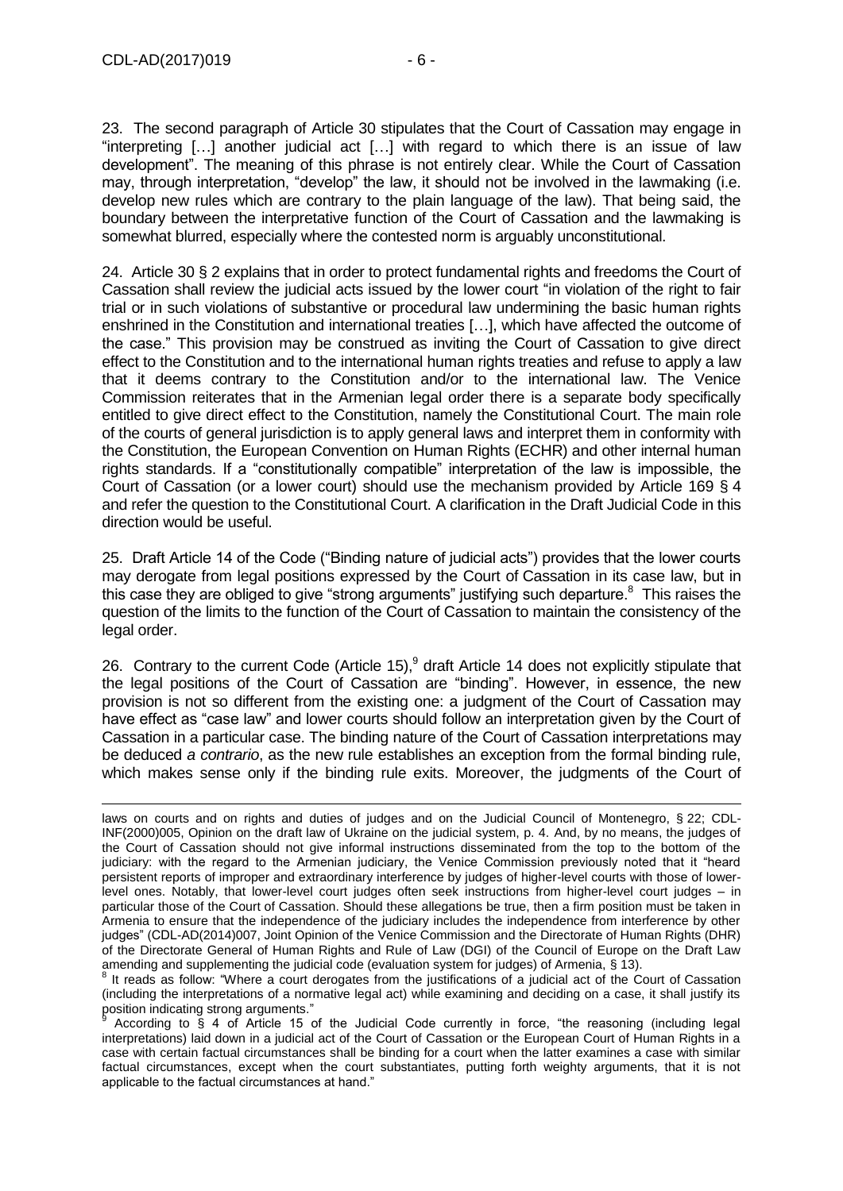23. The second paragraph of Article 30 stipulates that the Court of Cassation may engage in "interpreting […] another judicial act […] with regard to which there is an issue of law development". The meaning of this phrase is not entirely clear. While the Court of Cassation may, through interpretation, "develop" the law, it should not be involved in the lawmaking (i.e. develop new rules which are contrary to the plain language of the law). That being said, the boundary between the interpretative function of the Court of Cassation and the lawmaking is somewhat blurred, especially where the contested norm is arguably unconstitutional.

24. Article 30 § 2 explains that in order to protect fundamental rights and freedoms the Court of Cassation shall review the judicial acts issued by the lower court "in violation of the right to fair trial or in such violations of substantive or procedural law undermining the basic human rights enshrined in the Constitution and international treaties […], which have affected the outcome of the case." This provision may be construed as inviting the Court of Cassation to give direct effect to the Constitution and to the international human rights treaties and refuse to apply a law that it deems contrary to the Constitution and/or to the international law. The Venice Commission reiterates that in the Armenian legal order there is a separate body specifically entitled to give direct effect to the Constitution, namely the Constitutional Court. The main role of the courts of general jurisdiction is to apply general laws and interpret them in conformity with the Constitution, the European Convention on Human Rights (ECHR) and other internal human rights standards. If a "constitutionally compatible" interpretation of the law is impossible, the Court of Cassation (or a lower court) should use the mechanism provided by Article 169 § 4 and refer the question to the Constitutional Court. A clarification in the Draft Judicial Code in this direction would be useful.

25. Draft Article 14 of the Code ("Binding nature of judicial acts") provides that the lower courts may derogate from legal positions expressed by the Court of Cassation in its case law, but in this case they are obliged to give "strong arguments" justifying such departure.[8] This raises the question of the limits to the function of the Court of Cassation to maintain the consistency of the legal order.

26. Contrary to the current Code (Article 15),[9] draft Article 14 does not explicitly stipulate that the legal positions of the Court of Cassation are "binding". However, in essence, the new provision is not so different from the existing one: a judgment of the Court of Cassation may have effect as "case law" and lower courts should follow an interpretation given by the Court of Cassation in a particular case. The binding nature of the Court of Cassation interpretations may be deduced *a contrario*, as the new rule establishes an exception from the formal binding rule, which makes sense only if the binding rule exits. Moreover, the judgments of the Court of

---

laws on courts and on rights and duties of judges and on the Judicial Council of Montenegro, § 22; CDL-INF(2000)005, Opinion on the draft law of Ukraine on the judicial system, p. 4. And, by no means, the judges of the Court of Cassation should not give informal instructions disseminated from the top to the bottom of the judiciary: with the regard to the Armenian judiciary, the Venice Commission previously noted that it "heard persistent reports of improper and extraordinary interference by judges of higher-level courts with those of lower-level ones. Notably, that lower-level court judges often seek instructions from higher-level court judges – in particular those of the Court of Cassation. Should these allegations be true, then a firm position must be taken in Armenia to ensure that the independence of the judiciary includes the independence from interference by other judges" (CDL-AD(2014)007, Joint Opinion of the Venice Commission and the Directorate of Human Rights (DHR) of the Directorate General of Human Rights and Rule of Law (DGI) of the Council of Europe on the Draft Law amending and supplementing the judicial code (evaluation system for judges) of Armenia, § 13).

[8] It reads as follow: "Where a court derogates from the justifications of a judicial act of the Court of Cassation (including the interpretations of a normative legal act) while examining and deciding on a case, it shall justify its position indicating strong arguments."

[9] According to § 4 of Article 15 of the Judicial Code currently in force, "the reasoning (including legal interpretations) laid down in a judicial act of the Court of Cassation or the European Court of Human Rights in a case with certain factual circumstances shall be binding for a court when the latter examines a case with similar factual circumstances, except when the court substantiates, putting forth weighty arguments, that it is not applicable to the factual circumstances at hand."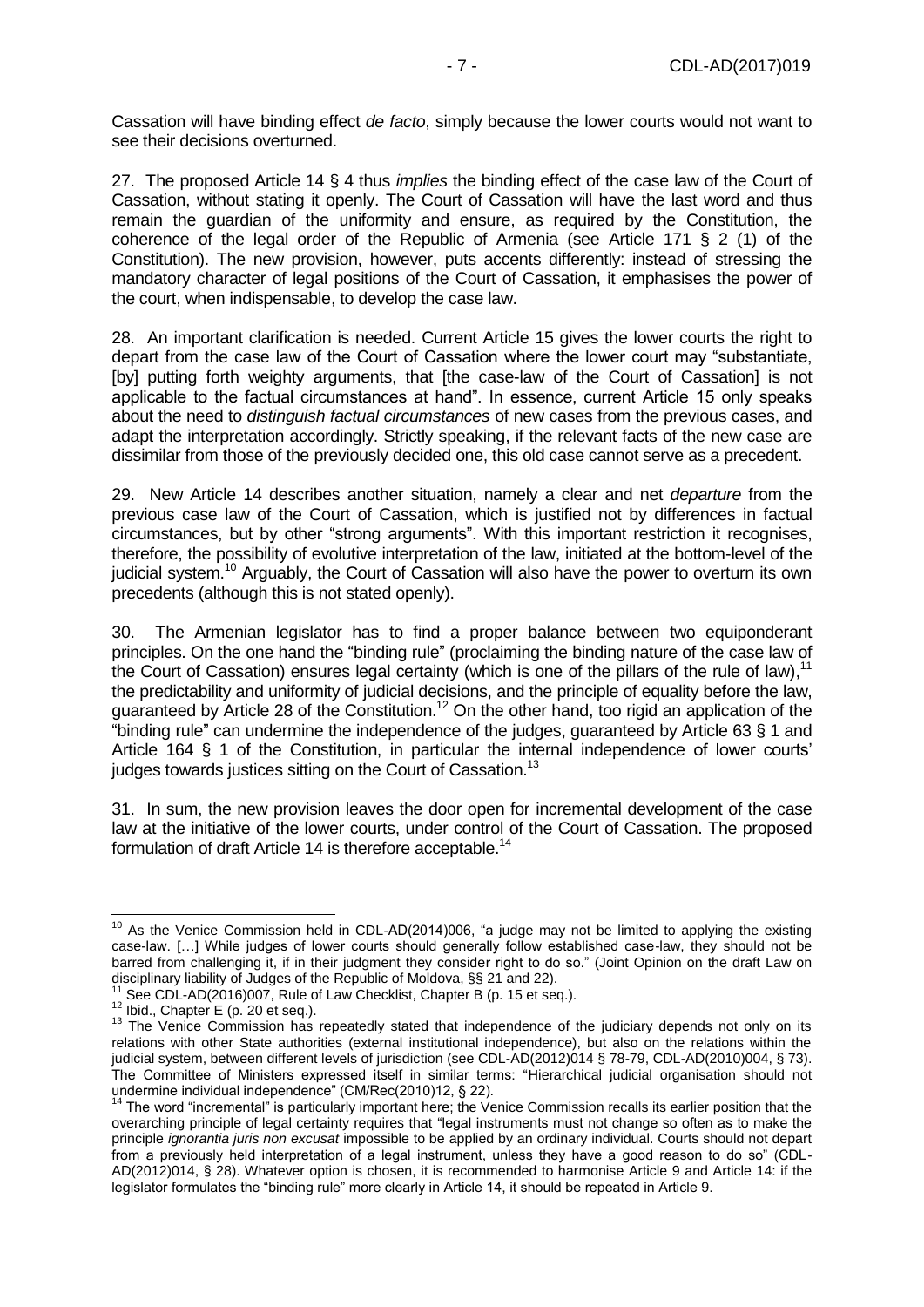Cassation will have binding effect *de facto*, simply because the lower courts would not want to see their decisions overturned.

27. The proposed Article 14 § 4 thus *implies* the binding effect of the case law of the Court of Cassation, without stating it openly. The Court of Cassation will have the last word and thus remain the guardian of the uniformity and ensure, as required by the Constitution, the coherence of the legal order of the Republic of Armenia (see Article 171 § 2 (1) of the Constitution). The new provision, however, puts accents differently: instead of stressing the mandatory character of legal positions of the Court of Cassation, it emphasises the power of the court, when indispensable, to develop the case law.

28. An important clarification is needed. Current Article 15 gives the lower courts the right to depart from the case law of the Court of Cassation where the lower court may "substantiate, [by] putting forth weighty arguments, that [the case-law of the Court of Cassation] is not applicable to the factual circumstances at hand". In essence, current Article 15 only speaks about the need to *distinguish factual circumstances* of new cases from the previous cases, and adapt the interpretation accordingly. Strictly speaking, if the relevant facts of the new case are dissimilar from those of the previously decided one, this old case cannot serve as a precedent.

29. New Article 14 describes another situation, namely a clear and net *departure* from the previous case law of the Court of Cassation, which is justified not by differences in factual circumstances, but by other "strong arguments". With this important restriction it recognises, therefore, the possibility of evolutive interpretation of the law, initiated at the bottom-level of the judicial system.[10] Arguably, the Court of Cassation will also have the power to overturn its own precedents (although this is not stated openly).

30. The Armenian legislator has to find a proper balance between two equiponderant principles. On the one hand the "binding rule" (proclaiming the binding nature of the case law of the Court of Cassation) ensures legal certainty (which is one of the pillars of the rule of law),[11] the predictability and uniformity of judicial decisions, and the principle of equality before the law, guaranteed by Article 28 of the Constitution.[12] On the other hand, too rigid an application of the "binding rule" can undermine the independence of the judges, guaranteed by Article 63 § 1 and Article 164 § 1 of the Constitution, in particular the internal independence of lower courts' judges towards justices sitting on the Court of Cassation.[13]

31. In sum, the new provision leaves the door open for incremental development of the case law at the initiative of the lower courts, under control of the Court of Cassation. The proposed formulation of draft Article 14 is therefore acceptable.[14]

---

[10] As the Venice Commission held in CDL-AD(2014)006, "a judge may not be limited to applying the existing case-law. […] While judges of lower courts should generally follow established case-law, they should not be barred from challenging it, if in their judgment they consider right to do so." (Joint Opinion on the draft Law on disciplinary liability of Judges of the Republic of Moldova, §§ 21 and 22).

[11] See CDL-AD(2016)007, Rule of Law Checklist, Chapter B (p. 15 et seq.).

[12] Ibid., Chapter E (p. 20 et seq.).

[13] The Venice Commission has repeatedly stated that independence of the judiciary depends not only on its relations with other State authorities (external institutional independence), but also on the relations within the judicial system, between different levels of jurisdiction (see CDL-AD(2012)014 § 78-79, CDL-AD(2010)004, § 73). The Committee of Ministers expressed itself in similar terms: "Hierarchical judicial organisation should not undermine individual independence" (CM/Rec(2010)12, § 22).

[14] The word "incremental" is particularly important here; the Venice Commission recalls its earlier position that the overarching principle of legal certainty requires that "legal instruments must not change so often as to make the principle *ignorantia juris non excusat* impossible to be applied by an ordinary individual. Courts should not depart from a previously held interpretation of a legal instrument, unless they have a good reason to do so" (CDL-AD(2012)014, § 28). Whatever option is chosen, it is recommended to harmonise Article 9 and Article 14: if the legislator formulates the "binding rule" more clearly in Article 14, it should be repeated in Article 9.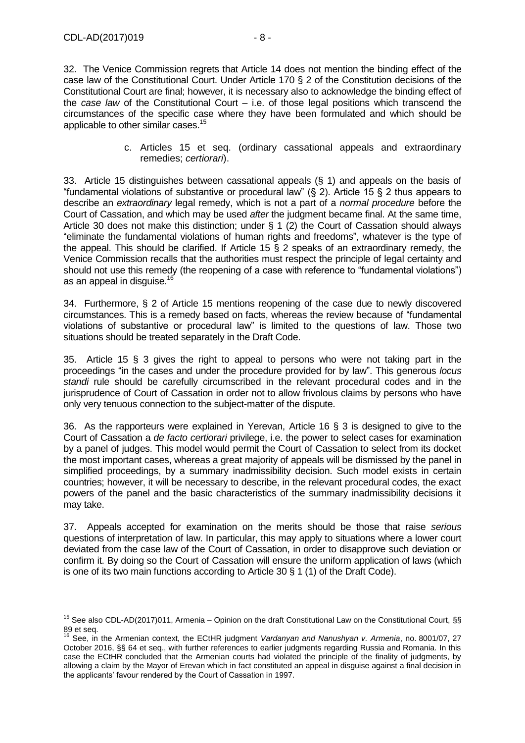32. The Venice Commission regrets that Article 14 does not mention the binding effect of the case law of the Constitutional Court. Under Article 170 § 2 of the Constitution decisions of the Constitutional Court are final; however, it is necessary also to acknowledge the binding effect of the *case law* of the Constitutional Court – i.e. of those legal positions which transcend the circumstances of the specific case where they have been formulated and which should be applicable to other similar cases.[15]

c. Articles 15 et seq. (ordinary cassational appeals and extraordinary remedies; *certiorari*).

33. Article 15 distinguishes between cassational appeals (§ 1) and appeals on the basis of "fundamental violations of substantive or procedural law" (§ 2). Article 15 § 2 thus appears to describe an *extraordinary* legal remedy, which is not a part of a *normal procedure* before the Court of Cassation, and which may be used *after* the judgment became final. At the same time, Article 30 does not make this distinction; under § 1 (2) the Court of Cassation should always "eliminate the fundamental violations of human rights and freedoms", whatever is the type of the appeal. This should be clarified. If Article 15 § 2 speaks of an extraordinary remedy, the Venice Commission recalls that the authorities must respect the principle of legal certainty and should not use this remedy (the reopening of a case with reference to "fundamental violations") as an appeal in disguise.[16]

34. Furthermore, § 2 of Article 15 mentions reopening of the case due to newly discovered circumstances. This is a remedy based on facts, whereas the review because of "fundamental violations of substantive or procedural law" is limited to the questions of law. Those two situations should be treated separately in the Draft Code.

35. Article 15 § 3 gives the right to appeal to persons who were not taking part in the proceedings "in the cases and under the procedure provided for by law". This generous *locus standi* rule should be carefully circumscribed in the relevant procedural codes and in the jurisprudence of Court of Cassation in order not to allow frivolous claims by persons who have only very tenuous connection to the subject-matter of the dispute.

36. As the rapporteurs were explained in Yerevan, Article 16 § 3 is designed to give to the Court of Cassation a *de facto certiorari* privilege, i.e. the power to select cases for examination by a panel of judges. This model would permit the Court of Cassation to select from its docket the most important cases, whereas a great majority of appeals will be dismissed by the panel in simplified proceedings, by a summary inadmissibility decision. Such model exists in certain countries; however, it will be necessary to describe, in the relevant procedural codes, the exact powers of the panel and the basic characteristics of the summary inadmissibility decisions it may take.

37. Appeals accepted for examination on the merits should be those that raise *serious* questions of interpretation of law. In particular, this may apply to situations where a lower court deviated from the case law of the Court of Cassation, in order to disapprove such deviation or confirm it. By doing so the Court of Cassation will ensure the uniform application of laws (which is one of its two main functions according to Article 30 § 1 (1) of the Draft Code).

---

[15] See also CDL-AD(2017)011, Armenia – Opinion on the draft Constitutional Law on the Constitutional Court, §§ 89 et seq.

[16] See, in the Armenian context, the ECtHR judgment *Vardanyan and Nanushyan v. Armenia*, no. 8001/07, 27 October 2016, §§ 64 et seq., with further references to earlier judgments regarding Russia and Romania. In this case the ECtHR concluded that the Armenian courts had violated the principle of the finality of judgments, by allowing a claim by the Mayor of Erevan which in fact constituted an appeal in disguise against a final decision in the applicants' favour rendered by the Court of Cassation in 1997.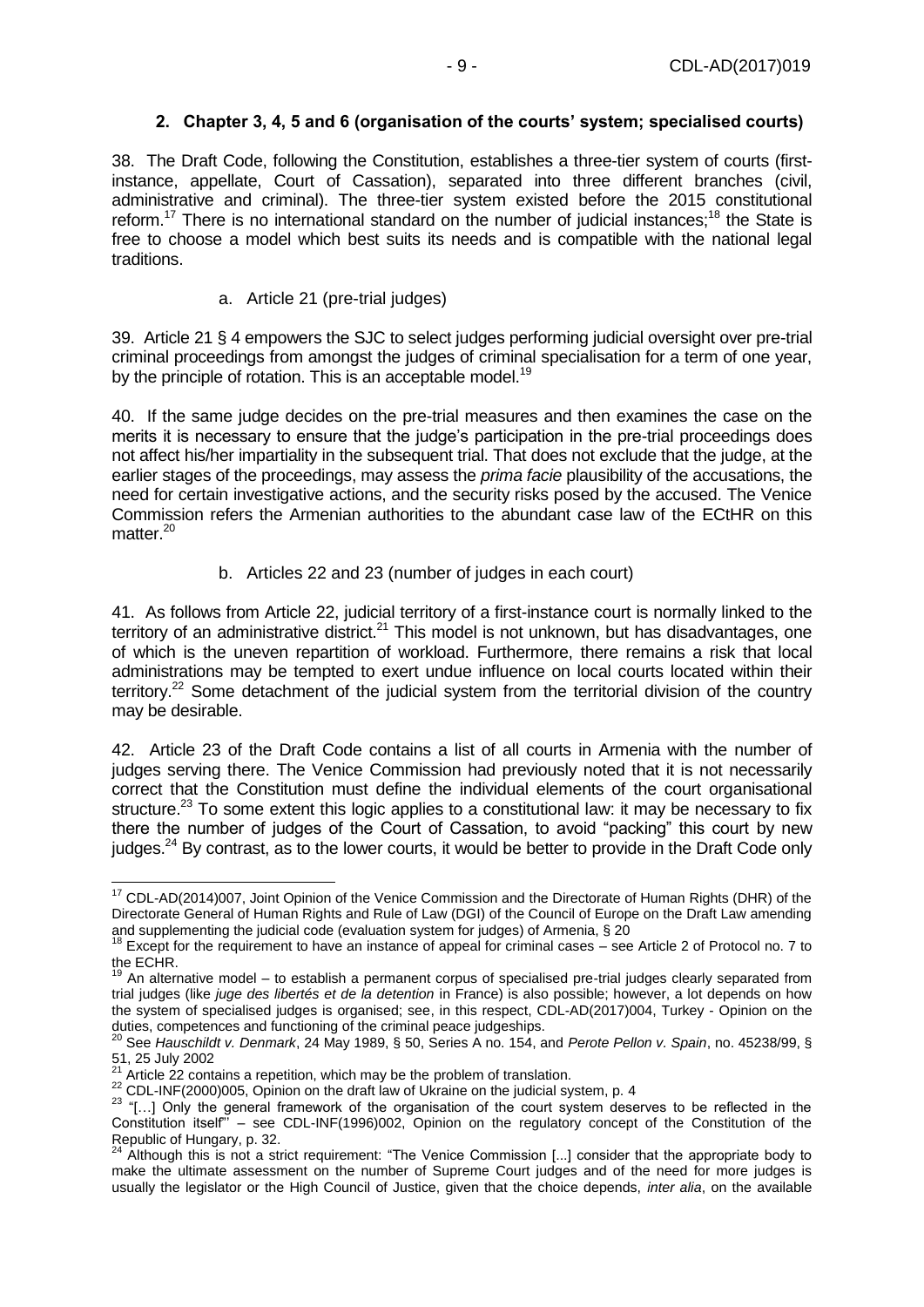### 2. Chapter 3, 4, 5 and 6 (organisation of the courts' system; specialised courts)

38. The Draft Code, following the Constitution, establishes a three-tier system of courts (first-instance, appellate, Court of Cassation), separated into three different branches (civil, administrative and criminal). The three-tier system existed before the 2015 constitutional reform.[17] There is no international standard on the number of judicial instances;[18] the State is free to choose a model which best suits its needs and is compatible with the national legal traditions.

a. Article 21 (pre-trial judges)

39. Article 21 § 4 empowers the SJC to select judges performing judicial oversight over pre-trial criminal proceedings from amongst the judges of criminal specialisation for a term of one year, by the principle of rotation. This is an acceptable model.[19]

40. If the same judge decides on the pre-trial measures and then examines the case on the merits it is necessary to ensure that the judge's participation in the pre-trial proceedings does not affect his/her impartiality in the subsequent trial. That does not exclude that the judge, at the earlier stages of the proceedings, may assess the *prima facie* plausibility of the accusations, the need for certain investigative actions, and the security risks posed by the accused. The Venice Commission refers the Armenian authorities to the abundant case law of the ECtHR on this matter.[20]

b. Articles 22 and 23 (number of judges in each court)

41. As follows from Article 22, judicial territory of a first-instance court is normally linked to the territory of an administrative district.[21] This model is not unknown, but has disadvantages, one of which is the uneven repartition of workload. Furthermore, there remains a risk that local administrations may be tempted to exert undue influence on local courts located within their territory.[22] Some detachment of the judicial system from the territorial division of the country may be desirable.

42. Article 23 of the Draft Code contains a list of all courts in Armenia with the number of judges serving there. The Venice Commission had previously noted that it is not necessarily correct that the Constitution must define the individual elements of the court organisational structure.[23] To some extent this logic applies to a constitutional law: it may be necessary to fix there the number of judges of the Court of Cassation, to avoid "packing" this court by new judges.[24] By contrast, as to the lower courts, it would be better to provide in the Draft Code only

---

[17] CDL-AD(2014)007, Joint Opinion of the Venice Commission and the Directorate of Human Rights (DHR) of the Directorate General of Human Rights and Rule of Law (DGI) of the Council of Europe on the Draft Law amending and supplementing the judicial code (evaluation system for judges) of Armenia, § 20

[18] Except for the requirement to have an instance of appeal for criminal cases – see Article 2 of Protocol no. 7 to the ECHR.

[19] An alternative model – to establish a permanent corpus of specialised pre-trial judges clearly separated from trial judges (like *juge des libertés et de la detention* in France) is also possible; however, a lot depends on how the system of specialised judges is organised; see, in this respect, CDL-AD(2017)004, Turkey - Opinion on the duties, competences and functioning of the criminal peace judgeships.

[20] See *Hauschildt v. Denmark*, 24 May 1989, § 50, Series A no. 154, and *Perote Pellon v. Spain*, no. 45238/99, § 51, 25 July 2002

[21] Article 22 contains a repetition, which may be the problem of translation.

[22] CDL-INF(2000)005, Opinion on the draft law of Ukraine on the judicial system, p. 4

[23] "[…] Only the general framework of the organisation of the court system deserves to be reflected in the Constitution itself" – see CDL-INF(1996)002, Opinion on the regulatory concept of the Constitution of the Republic of Hungary, p. 32.

[24] Although this is not a strict requirement: "The Venice Commission [...] consider that the appropriate body to make the ultimate assessment on the number of Supreme Court judges and of the need for more judges is usually the legislator or the High Council of Justice, given that the choice depends, *inter alia*, on the available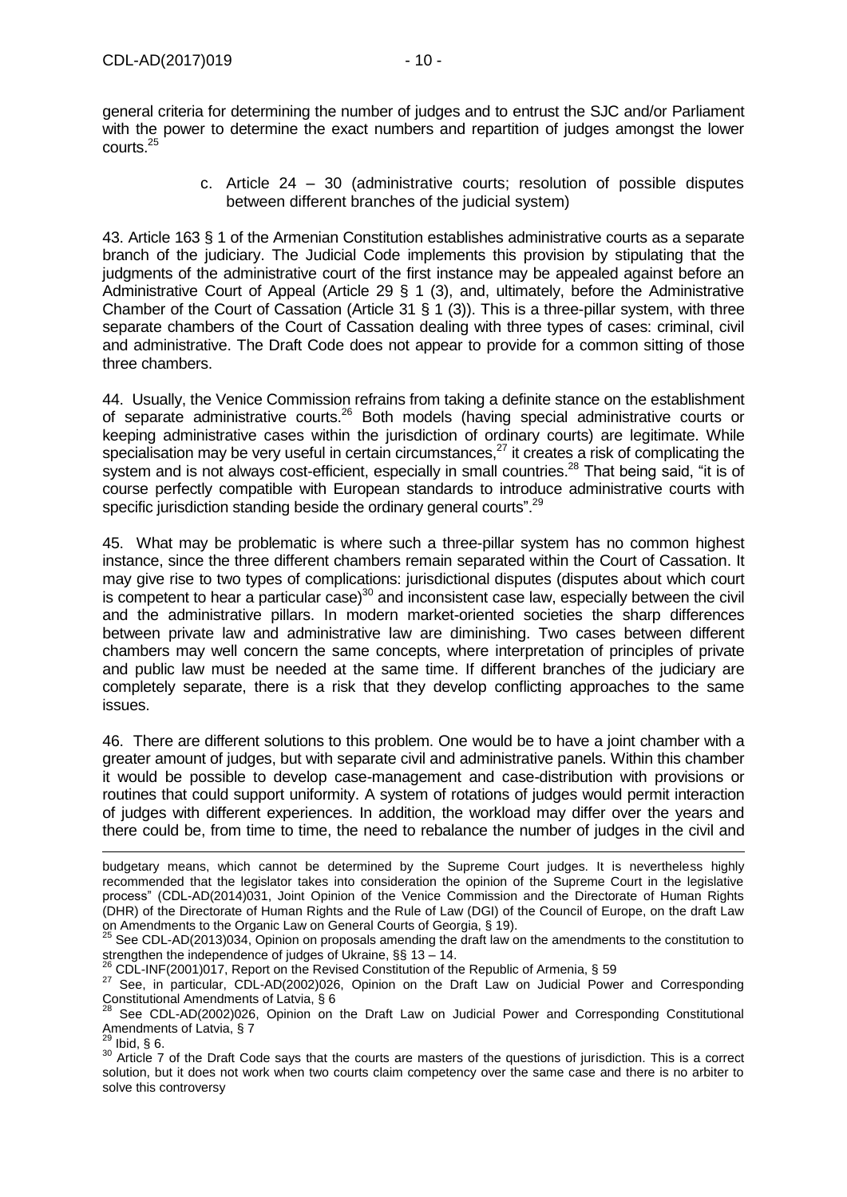general criteria for determining the number of judges and to entrust the SJC and/or Parliament with the power to determine the exact numbers and repartition of judges amongst the lower courts.[25]

c. Article 24 – 30 (administrative courts; resolution of possible disputes between different branches of the judicial system)

43. Article 163 § 1 of the Armenian Constitution establishes administrative courts as a separate branch of the judiciary. The Judicial Code implements this provision by stipulating that the judgments of the administrative court of the first instance may be appealed against before an Administrative Court of Appeal (Article 29 § 1 (3), and, ultimately, before the Administrative Chamber of the Court of Cassation (Article 31 § 1 (3)). This is a three-pillar system, with three separate chambers of the Court of Cassation dealing with three types of cases: criminal, civil and administrative. The Draft Code does not appear to provide for a common sitting of those three chambers.

44. Usually, the Venice Commission refrains from taking a definite stance on the establishment of separate administrative courts.[26] Both models (having special administrative courts or keeping administrative cases within the jurisdiction of ordinary courts) are legitimate. While specialisation may be very useful in certain circumstances,[27] it creates a risk of complicating the system and is not always cost-efficient, especially in small countries.[28] That being said, "it is of course perfectly compatible with European standards to introduce administrative courts with specific jurisdiction standing beside the ordinary general courts".[29]

45. What may be problematic is where such a three-pillar system has no common highest instance, since the three different chambers remain separated within the Court of Cassation. It may give rise to two types of complications: jurisdictional disputes (disputes about which court is competent to hear a particular case)[30] and inconsistent case law, especially between the civil and the administrative pillars. In modern market-oriented societies the sharp differences between private law and administrative law are diminishing. Two cases between different chambers may well concern the same concepts, where interpretation of principles of private and public law must be needed at the same time. If different branches of the judiciary are completely separate, there is a risk that they develop conflicting approaches to the same issues.

46. There are different solutions to this problem. One would be to have a joint chamber with a greater amount of judges, but with separate civil and administrative panels. Within this chamber it would be possible to develop case-management and case-distribution with provisions or routines that could support uniformity. A system of rotations of judges would permit interaction of judges with different experiences. In addition, the workload may differ over the years and there could be, from time to time, the need to rebalance the number of judges in the civil and

---

budgetary means, which cannot be determined by the Supreme Court judges. It is nevertheless highly recommended that the legislator takes into consideration the opinion of the Supreme Court in the legislative process" (CDL-AD(2014)031, Joint Opinion of the Venice Commission and the Directorate of Human Rights (DHR) of the Directorate of Human Rights and the Rule of Law (DGI) of the Council of Europe, on the draft Law on Amendments to the Organic Law on General Courts of Georgia, § 19).

[25] See CDL-AD(2013)034, Opinion on proposals amending the draft law on the amendments to the constitution to strengthen the independence of judges of Ukraine, §§ 13 – 14.

[26] CDL-INF(2001)017, Report on the Revised Constitution of the Republic of Armenia, § 59

[27] See, in particular, CDL-AD(2002)026, Opinion on the Draft Law on Judicial Power and Corresponding Constitutional Amendments of Latvia, § 6

[28] See CDL-AD(2002)026, Opinion on the Draft Law on Judicial Power and Corresponding Constitutional Amendments of Latvia, § 7

[29] Ibid, § 6.

[30] Article 7 of the Draft Code says that the courts are masters of the questions of jurisdiction. This is a correct solution, but it does not work when two courts claim competency over the same case and there is no arbiter to solve this controversy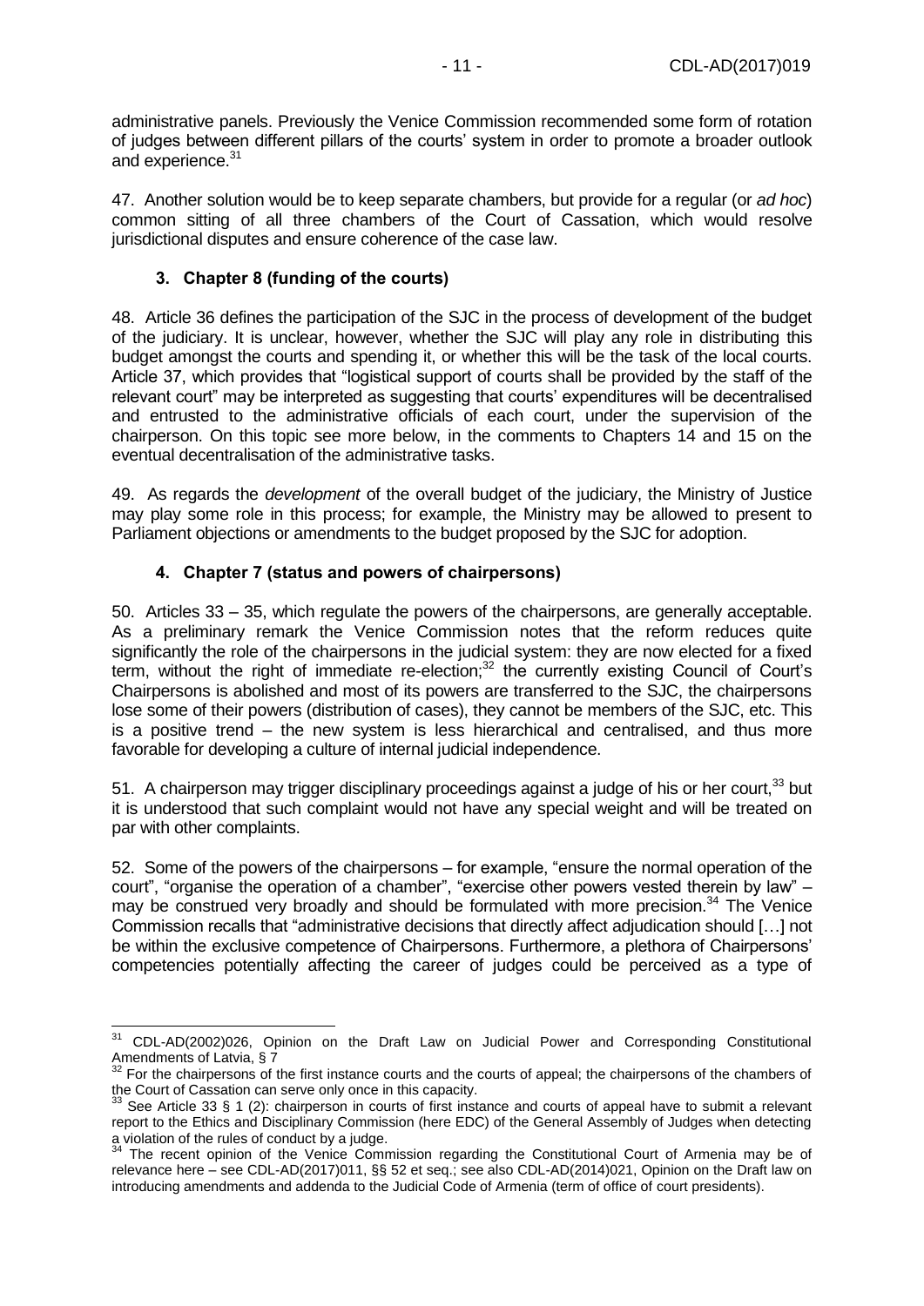administrative panels. Previously the Venice Commission recommended some form of rotation of judges between different pillars of the courts' system in order to promote a broader outlook and experience.[31]

47. Another solution would be to keep separate chambers, but provide for a regular (or *ad hoc*) common sitting of all three chambers of the Court of Cassation, which would resolve jurisdictional disputes and ensure coherence of the case law.

### 3. Chapter 8 (funding of the courts)

48. Article 36 defines the participation of the SJC in the process of development of the budget of the judiciary. It is unclear, however, whether the SJC will play any role in distributing this budget amongst the courts and spending it, or whether this will be the task of the local courts. Article 37, which provides that "logistical support of courts shall be provided by the staff of the relevant court" may be interpreted as suggesting that courts' expenditures will be decentralised and entrusted to the administrative officials of each court, under the supervision of the chairperson. On this topic see more below, in the comments to Chapters 14 and 15 on the eventual decentralisation of the administrative tasks.

49. As regards the *development* of the overall budget of the judiciary, the Ministry of Justice may play some role in this process; for example, the Ministry may be allowed to present to Parliament objections or amendments to the budget proposed by the SJC for adoption.

### 4. Chapter 7 (status and powers of chairpersons)

50. Articles 33 – 35, which regulate the powers of the chairpersons, are generally acceptable. As a preliminary remark the Venice Commission notes that the reform reduces quite significantly the role of the chairpersons in the judicial system: they are now elected for a fixed term, without the right of immediate re-election;[32] the currently existing Council of Court's Chairpersons is abolished and most of its powers are transferred to the SJC, the chairpersons lose some of their powers (distribution of cases), they cannot be members of the SJC, etc. This is a positive trend – the new system is less hierarchical and centralised, and thus more favorable for developing a culture of internal judicial independence.

51. A chairperson may trigger disciplinary proceedings against a judge of his or her court,[33] but it is understood that such complaint would not have any special weight and will be treated on par with other complaints.

52. Some of the powers of the chairpersons – for example, "ensure the normal operation of the court", "organise the operation of a chamber", "exercise other powers vested therein by law" – may be construed very broadly and should be formulated with more precision.[34] The Venice Commission recalls that "administrative decisions that directly affect adjudication should […] not be within the exclusive competence of Chairpersons. Furthermore, a plethora of Chairpersons' competencies potentially affecting the career of judges could be perceived as a type of

---

[31] CDL-AD(2002)026, Opinion on the Draft Law on Judicial Power and Corresponding Constitutional Amendments of Latvia, § 7

[32] For the chairpersons of the first instance courts and the courts of appeal; the chairpersons of the chambers of the Court of Cassation can serve only once in this capacity.

[33] See Article 33 § 1 (2): chairperson in courts of first instance and courts of appeal have to submit a relevant report to the Ethics and Disciplinary Commission (here EDC) of the General Assembly of Judges when detecting a violation of the rules of conduct by a judge.

[34] The recent opinion of the Venice Commission regarding the Constitutional Court of Armenia may be of relevance here – see CDL-AD(2017)011, §§ 52 et seq.; see also CDL-AD(2014)021, Opinion on the Draft law on introducing amendments and addenda to the Judicial Code of Armenia (term of office of court presidents).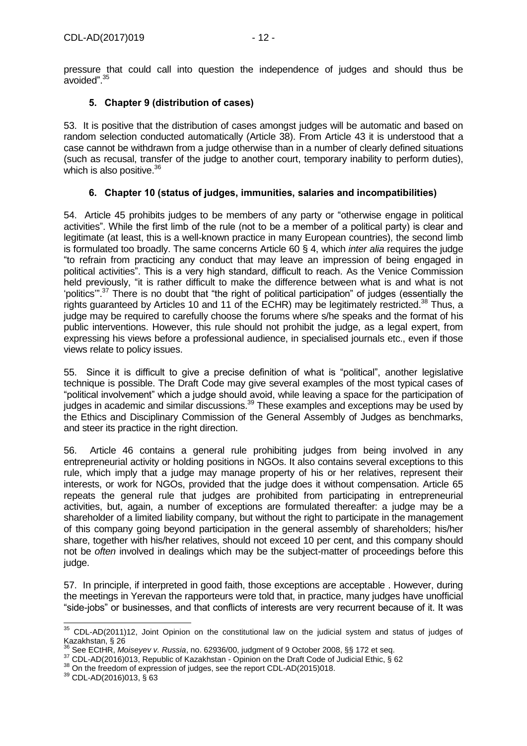pressure that could call into question the independence of judges and should thus be avoided".[35]

### 5. Chapter 9 (distribution of cases)

53. It is positive that the distribution of cases amongst judges will be automatic and based on random selection conducted automatically (Article 38). From Article 43 it is understood that a case cannot be withdrawn from a judge otherwise than in a number of clearly defined situations (such as recusal, transfer of the judge to another court, temporary inability to perform duties), which is also positive.[36]

### 6. Chapter 10 (status of judges, immunities, salaries and incompatibilities)

54. Article 45 prohibits judges to be members of any party or "otherwise engage in political activities". While the first limb of the rule (not to be a member of a political party) is clear and legitimate (at least, this is a well-known practice in many European countries), the second limb is formulated too broadly. The same concerns Article 60 § 4, which *inter alia* requires the judge "to refrain from practicing any conduct that may leave an impression of being engaged in political activities". This is a very high standard, difficult to reach. As the Venice Commission held previously, "it is rather difficult to make the difference between what is and what is not 'politics'".[37] There is no doubt that "the right of political participation" of judges (essentially the rights guaranteed by Articles 10 and 11 of the ECHR) may be legitimately restricted.[38] Thus, a judge may be required to carefully choose the forums where s/he speaks and the format of his public interventions. However, this rule should not prohibit the judge, as a legal expert, from expressing his views before a professional audience, in specialised journals etc., even if those views relate to policy issues.

55. Since it is difficult to give a precise definition of what is "political", another legislative technique is possible. The Draft Code may give several examples of the most typical cases of "political involvement" which a judge should avoid, while leaving a space for the participation of judges in academic and similar discussions.[39] These examples and exceptions may be used by the Ethics and Disciplinary Commission of the General Assembly of Judges as benchmarks, and steer its practice in the right direction.

56. Article 46 contains a general rule prohibiting judges from being involved in any entrepreneurial activity or holding positions in NGOs. It also contains several exceptions to this rule, which imply that a judge may manage property of his or her relatives, represent their interests, or work for NGOs, provided that the judge does it without compensation. Article 65 repeats the general rule that judges are prohibited from participating in entrepreneurial activities, but, again, a number of exceptions are formulated thereafter: a judge may be a shareholder of a limited liability company, but without the right to participate in the management of this company going beyond participation in the general assembly of shareholders; his/her share, together with his/her relatives, should not exceed 10 per cent, and this company should not be *often* involved in dealings which may be the subject-matter of proceedings before this judge.

57. In principle, if interpreted in good faith, those exceptions are acceptable . However, during the meetings in Yerevan the rapporteurs were told that, in practice, many judges have unofficial "side-jobs" or businesses, and that conflicts of interests are very recurrent because of it. It was

---

[35] CDL-AD(2011)12, Joint Opinion on the constitutional law on the judicial system and status of judges of Kazakhstan, § 26

[36] See ECtHR, *Moiseyev v. Russia*, no. 62936/00, judgment of 9 October 2008, §§ 172 et seq.

[37] CDL-AD(2016)013, Republic of Kazakhstan - Opinion on the Draft Code of Judicial Ethic, § 62

[38] On the freedom of expression of judges, see the report CDL-AD(2015)018.

[39] CDL-AD(2016)013, § 63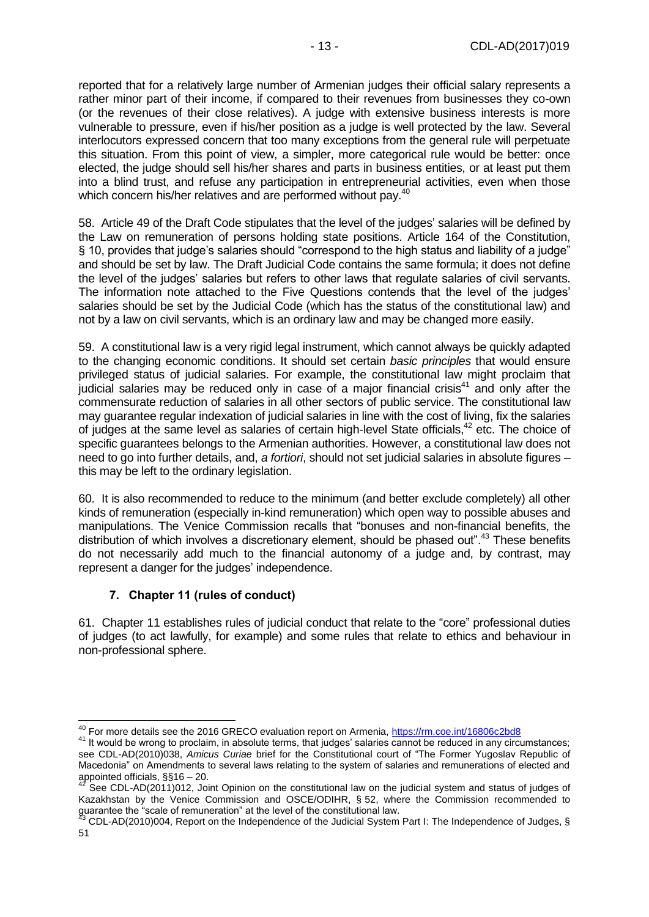reported that for a relatively large number of Armenian judges their official salary represents a rather minor part of their income, if compared to their revenues from businesses they co-own (or the revenues of their close relatives). A judge with extensive business interests is more vulnerable to pressure, even if his/her position as a judge is well protected by the law. Several interlocutors expressed concern that too many exceptions from the general rule will perpetuate this situation. From this point of view, a simpler, more categorical rule would be better: once elected, the judge should sell his/her shares and parts in business entities, or at least put them into a blind trust, and refuse any participation in entrepreneurial activities, even when those which concern his/her relatives and are performed without pay.[40]

58. Article 49 of the Draft Code stipulates that the level of the judges' salaries will be defined by the Law on remuneration of persons holding state positions. Article 164 of the Constitution, § 10, provides that judge's salaries should "correspond to the high status and liability of a judge" and should be set by law. The Draft Judicial Code contains the same formula; it does not define the level of the judges' salaries but refers to other laws that regulate salaries of civil servants. The information note attached to the Five Questions contends that the level of the judges' salaries should be set by the Judicial Code (which has the status of the constitutional law) and not by a law on civil servants, which is an ordinary law and may be changed more easily.

59. A constitutional law is a very rigid legal instrument, which cannot always be quickly adapted to the changing economic conditions. It should set certain *basic principles* that would ensure privileged status of judicial salaries. For example, the constitutional law might proclaim that judicial salaries may be reduced only in case of a major financial crisis[41] and only after the commensurate reduction of salaries in all other sectors of public service. The constitutional law may guarantee regular indexation of judicial salaries in line with the cost of living, fix the salaries of judges at the same level as salaries of certain high-level State officials,[42] etc. The choice of specific guarantees belongs to the Armenian authorities. However, a constitutional law does not need to go into further details, and, *a fortiori*, should not set judicial salaries in absolute figures – this may be left to the ordinary legislation.

60. It is also recommended to reduce to the minimum (and better exclude completely) all other kinds of remuneration (especially in-kind remuneration) which open way to possible abuses and manipulations. The Venice Commission recalls that "bonuses and non-financial benefits, the distribution of which involves a discretionary element, should be phased out".[43] These benefits do not necessarily add much to the financial autonomy of a judge and, by contrast, may represent a danger for the judges' independence.

## 7. Chapter 11 (rules of conduct)

61. Chapter 11 establishes rules of judicial conduct that relate to the "core" professional duties of judges (to act lawfully, for example) and some rules that relate to ethics and behaviour in non-professional sphere.

---

[40] For more details see the 2016 GRECO evaluation report on Armenia, https://rm.coe.int/16806c2bd8

[41] It would be wrong to proclaim, in absolute terms, that judges' salaries cannot be reduced in any circumstances; see CDL-AD(2010)038, *Amicus Curiae* brief for the Constitutional court of "The Former Yugoslav Republic of Macedonia" on Amendments to several laws relating to the system of salaries and remunerations of elected and appointed officials, §§16 – 20.

[42] See CDL-AD(2011)012, Joint Opinion on the constitutional law on the judicial system and status of judges of Kazakhstan by the Venice Commission and OSCE/ODIHR, § 52, where the Commission recommended to guarantee the "scale of remuneration" at the level of the constitutional law.

[43] CDL-AD(2010)004, Report on the Independence of the Judicial System Part I: The Independence of Judges, § 51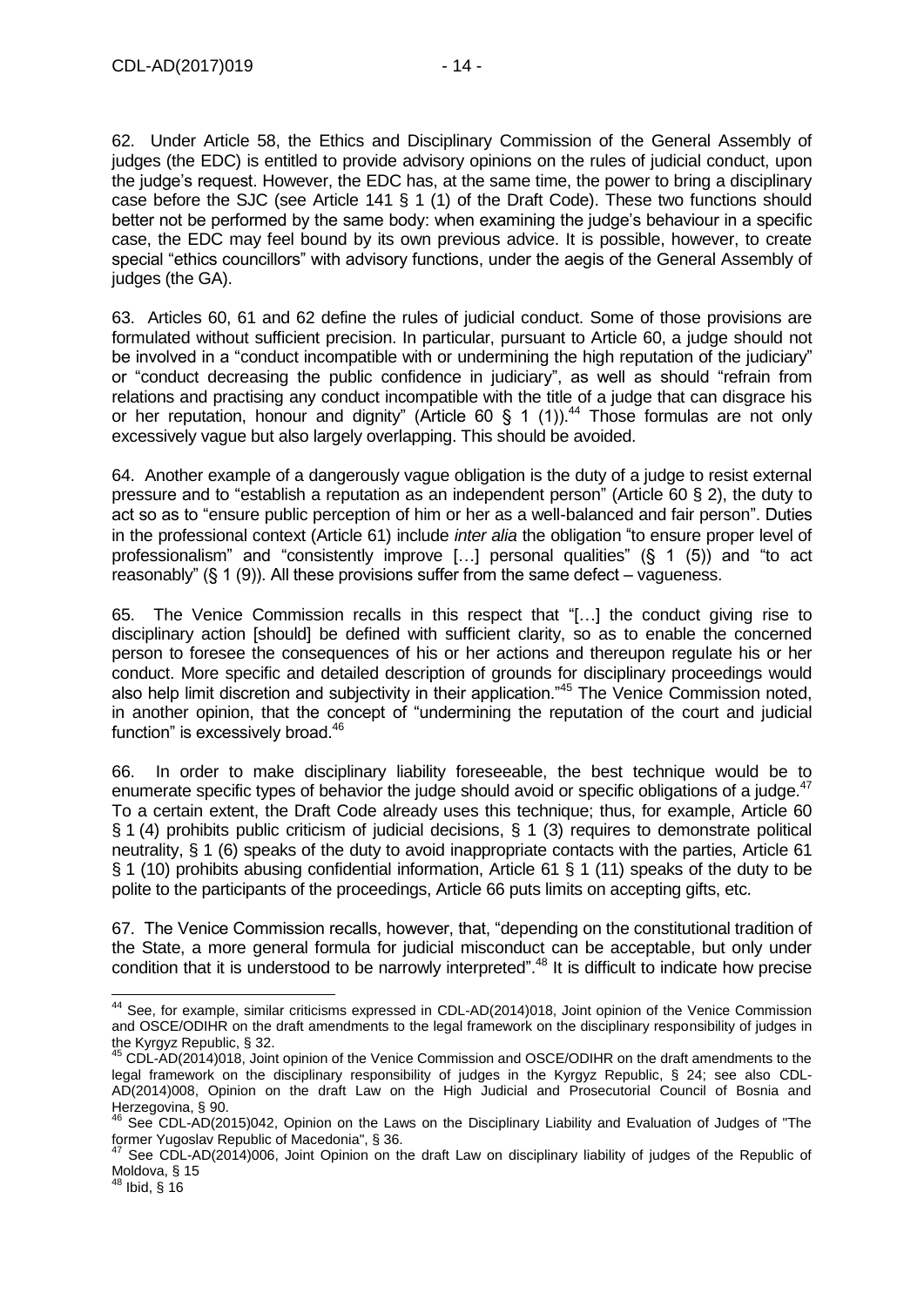62. Under Article 58, the Ethics and Disciplinary Commission of the General Assembly of judges (the EDC) is entitled to provide advisory opinions on the rules of judicial conduct, upon the judge's request. However, the EDC has, at the same time, the power to bring a disciplinary case before the SJC (see Article 141 § 1 (1) of the Draft Code). These two functions should better not be performed by the same body: when examining the judge's behaviour in a specific case, the EDC may feel bound by its own previous advice. It is possible, however, to create special "ethics councillors" with advisory functions, under the aegis of the General Assembly of judges (the GA).

63. Articles 60, 61 and 62 define the rules of judicial conduct. Some of those provisions are formulated without sufficient precision. In particular, pursuant to Article 60, a judge should not be involved in a "conduct incompatible with or undermining the high reputation of the judiciary" or "conduct decreasing the public confidence in judiciary", as well as should "refrain from relations and practising any conduct incompatible with the title of a judge that can disgrace his or her reputation, honour and dignity" (Article 60 § 1 (1)).[44] Those formulas are not only excessively vague but also largely overlapping. This should be avoided.

64. Another example of a dangerously vague obligation is the duty of a judge to resist external pressure and to "establish a reputation as an independent person" (Article 60 § 2), the duty to act so as to "ensure public perception of him or her as a well-balanced and fair person". Duties in the professional context (Article 61) include *inter alia* the obligation "to ensure proper level of professionalism" and "consistently improve […] personal qualities" (§ 1 (5)) and "to act reasonably" (§ 1 (9)). All these provisions suffer from the same defect – vagueness.

65. The Venice Commission recalls in this respect that "[…] the conduct giving rise to disciplinary action [should] be defined with sufficient clarity, so as to enable the concerned person to foresee the consequences of his or her actions and thereupon regulate his or her conduct. More specific and detailed description of grounds for disciplinary proceedings would also help limit discretion and subjectivity in their application."[45] The Venice Commission noted, in another opinion, that the concept of "undermining the reputation of the court and judicial function" is excessively broad.[46]

66. In order to make disciplinary liability foreseeable, the best technique would be to enumerate specific types of behavior the judge should avoid or specific obligations of a judge.[47] To a certain extent, the Draft Code already uses this technique; thus, for example, Article 60 § 1 (4) prohibits public criticism of judicial decisions, § 1 (3) requires to demonstrate political neutrality, § 1 (6) speaks of the duty to avoid inappropriate contacts with the parties, Article 61 § 1 (10) prohibits abusing confidential information, Article 61 § 1 (11) speaks of the duty to be polite to the participants of the proceedings, Article 66 puts limits on accepting gifts, etc.

67. The Venice Commission recalls, however, that, "depending on the constitutional tradition of the State, a more general formula for judicial misconduct can be acceptable, but only under condition that it is understood to be narrowly interpreted".[48] It is difficult to indicate how precise

---

[44] See, for example, similar criticisms expressed in CDL-AD(2014)018, Joint opinion of the Venice Commission and OSCE/ODIHR on the draft amendments to the legal framework on the disciplinary responsibility of judges in the Kyrgyz Republic, § 32.

[45] CDL-AD(2014)018, Joint opinion of the Venice Commission and OSCE/ODIHR on the draft amendments to the legal framework on the disciplinary responsibility of judges in the Kyrgyz Republic, § 24; see also CDL-AD(2014)008, Opinion on the draft Law on the High Judicial and Prosecutorial Council of Bosnia and Herzegovina, § 90.

[46] See CDL-AD(2015)042, Opinion on the Laws on the Disciplinary Liability and Evaluation of Judges of "The former Yugoslav Republic of Macedonia", § 36.

[47] See CDL-AD(2014)006, Joint Opinion on the draft Law on disciplinary liability of judges of the Republic of Moldova, § 15

[48] Ibid, § 16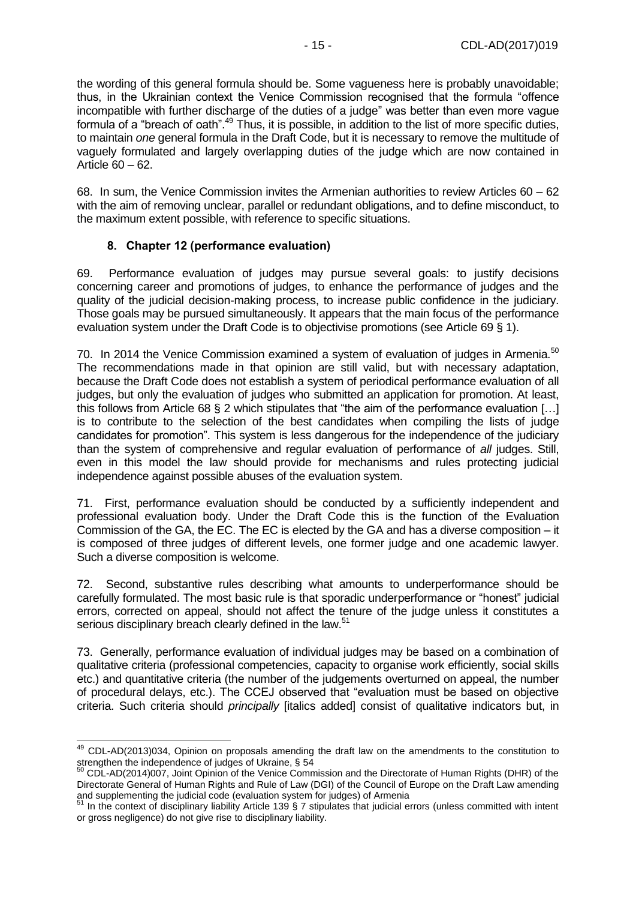the wording of this general formula should be. Some vagueness here is probably unavoidable; thus, in the Ukrainian context the Venice Commission recognised that the formula "offence incompatible with further discharge of the duties of a judge" was better than even more vague formula of a "breach of oath".[49] Thus, it is possible, in addition to the list of more specific duties, to maintain *one* general formula in the Draft Code, but it is necessary to remove the multitude of vaguely formulated and largely overlapping duties of the judge which are now contained in Article 60 – 62.

68. In sum, the Venice Commission invites the Armenian authorities to review Articles 60 – 62 with the aim of removing unclear, parallel or redundant obligations, and to define misconduct, to the maximum extent possible, with reference to specific situations.

### 8. Chapter 12 (performance evaluation)

69. Performance evaluation of judges may pursue several goals: to justify decisions concerning career and promotions of judges, to enhance the performance of judges and the quality of the judicial decision-making process, to increase public confidence in the judiciary. Those goals may be pursued simultaneously. It appears that the main focus of the performance evaluation system under the Draft Code is to objectivise promotions (see Article 69 § 1).

70. In 2014 the Venice Commission examined a system of evaluation of judges in Armenia.[50] The recommendations made in that opinion are still valid, but with necessary adaptation, because the Draft Code does not establish a system of periodical performance evaluation of all judges, but only the evaluation of judges who submitted an application for promotion. At least, this follows from Article 68 § 2 which stipulates that "the aim of the performance evaluation […] is to contribute to the selection of the best candidates when compiling the lists of judge candidates for promotion". This system is less dangerous for the independence of the judiciary than the system of comprehensive and regular evaluation of performance of *all* judges. Still, even in this model the law should provide for mechanisms and rules protecting judicial independence against possible abuses of the evaluation system.

71. First, performance evaluation should be conducted by a sufficiently independent and professional evaluation body. Under the Draft Code this is the function of the Evaluation Commission of the GA, the EC. The EC is elected by the GA and has a diverse composition – it is composed of three judges of different levels, one former judge and one academic lawyer. Such a diverse composition is welcome.

72. Second, substantive rules describing what amounts to underperformance should be carefully formulated. The most basic rule is that sporadic underperformance or "honest" judicial errors, corrected on appeal, should not affect the tenure of the judge unless it constitutes a serious disciplinary breach clearly defined in the law.[51]

73. Generally, performance evaluation of individual judges may be based on a combination of qualitative criteria (professional competencies, capacity to organise work efficiently, social skills etc.) and quantitative criteria (the number of the judgements overturned on appeal, the number of procedural delays, etc.). The CCEJ observed that "evaluation must be based on objective criteria. Such criteria should *principally* [italics added] consist of qualitative indicators but, in

---

[49] CDL-AD(2013)034, Opinion on proposals amending the draft law on the amendments to the constitution to strengthen the independence of judges of Ukraine, § 54

[50] CDL-AD(2014)007, Joint Opinion of the Venice Commission and the Directorate of Human Rights (DHR) of the Directorate General of Human Rights and Rule of Law (DGI) of the Council of Europe on the Draft Law amending and supplementing the judicial code (evaluation system for judges) of Armenia

[51] In the context of disciplinary liability Article 139 § 7 stipulates that judicial errors (unless committed with intent or gross negligence) do not give rise to disciplinary liability.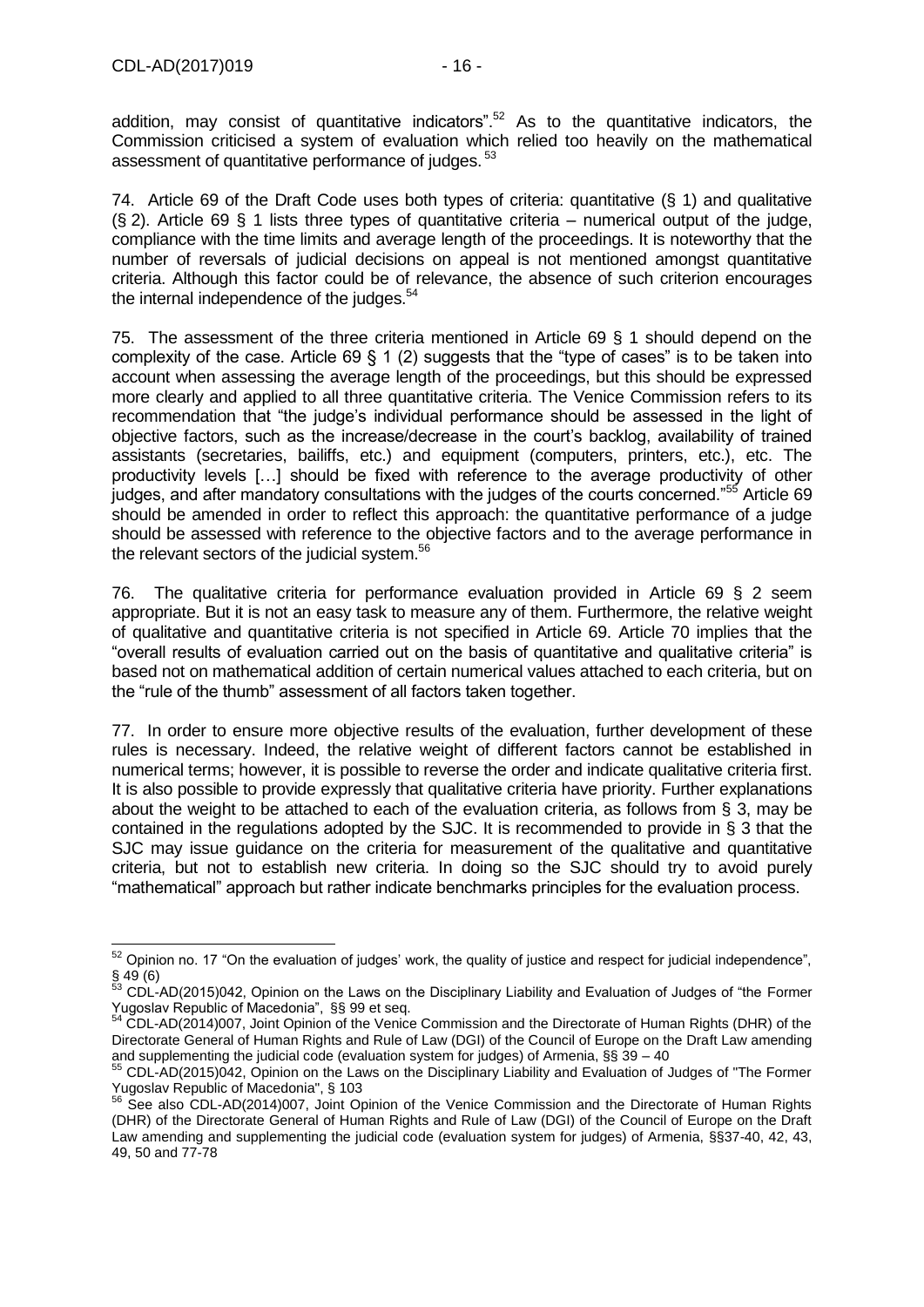addition, may consist of quantitative indicators".[52] As to the quantitative indicators, the Commission criticised a system of evaluation which relied too heavily on the mathematical assessment of quantitative performance of judges.[53]

74. Article 69 of the Draft Code uses both types of criteria: quantitative (§ 1) and qualitative (§ 2). Article 69 § 1 lists three types of quantitative criteria – numerical output of the judge, compliance with the time limits and average length of the proceedings. It is noteworthy that the number of reversals of judicial decisions on appeal is not mentioned amongst quantitative criteria. Although this factor could be of relevance, the absence of such criterion encourages the internal independence of the judges.[54]

75. The assessment of the three criteria mentioned in Article 69 § 1 should depend on the complexity of the case. Article 69 § 1 (2) suggests that the "type of cases" is to be taken into account when assessing the average length of the proceedings, but this should be expressed more clearly and applied to all three quantitative criteria. The Venice Commission refers to its recommendation that "the judge's individual performance should be assessed in the light of objective factors, such as the increase/decrease in the court's backlog, availability of trained assistants (secretaries, bailiffs, etc.) and equipment (computers, printers, etc.), etc. The productivity levels […] should be fixed with reference to the average productivity of other judges, and after mandatory consultations with the judges of the courts concerned."[55] Article 69 should be amended in order to reflect this approach: the quantitative performance of a judge should be assessed with reference to the objective factors and to the average performance in the relevant sectors of the judicial system.[56]

76. The qualitative criteria for performance evaluation provided in Article 69 § 2 seem appropriate. But it is not an easy task to measure any of them. Furthermore, the relative weight of qualitative and quantitative criteria is not specified in Article 69. Article 70 implies that the "overall results of evaluation carried out on the basis of quantitative and qualitative criteria" is based not on mathematical addition of certain numerical values attached to each criteria, but on the "rule of the thumb" assessment of all factors taken together.

77. In order to ensure more objective results of the evaluation, further development of these rules is necessary. Indeed, the relative weight of different factors cannot be established in numerical terms; however, it is possible to reverse the order and indicate qualitative criteria first. It is also possible to provide expressly that qualitative criteria have priority. Further explanations about the weight to be attached to each of the evaluation criteria, as follows from § 3, may be contained in the regulations adopted by the SJC. It is recommended to provide in § 3 that the SJC may issue guidance on the criteria for measurement of the qualitative and quantitative criteria, but not to establish new criteria. In doing so the SJC should try to avoid purely "mathematical" approach but rather indicate benchmarks principles for the evaluation process.

---

[52] Opinion no. 17 "On the evaluation of judges' work, the quality of justice and respect for judicial independence", § 49 (6)

[53] CDL-AD(2015)042, Opinion on the Laws on the Disciplinary Liability and Evaluation of Judges of "the Former Yugoslav Republic of Macedonia", §§ 99 et seq.

[54] CDL-AD(2014)007, Joint Opinion of the Venice Commission and the Directorate of Human Rights (DHR) of the Directorate General of Human Rights and Rule of Law (DGI) of the Council of Europe on the Draft Law amending and supplementing the judicial code (evaluation system for judges) of Armenia, §§ 39 – 40

[55] CDL-AD(2015)042, Opinion on the Laws on the Disciplinary Liability and Evaluation of Judges of "The Former Yugoslav Republic of Macedonia", § 103

[56] See also CDL-AD(2014)007, Joint Opinion of the Venice Commission and the Directorate of Human Rights (DHR) of the Directorate General of Human Rights and Rule of Law (DGI) of the Council of Europe on the Draft Law amending and supplementing the judicial code (evaluation system for judges) of Armenia, §§37-40, 42, 43, 49, 50 and 77-78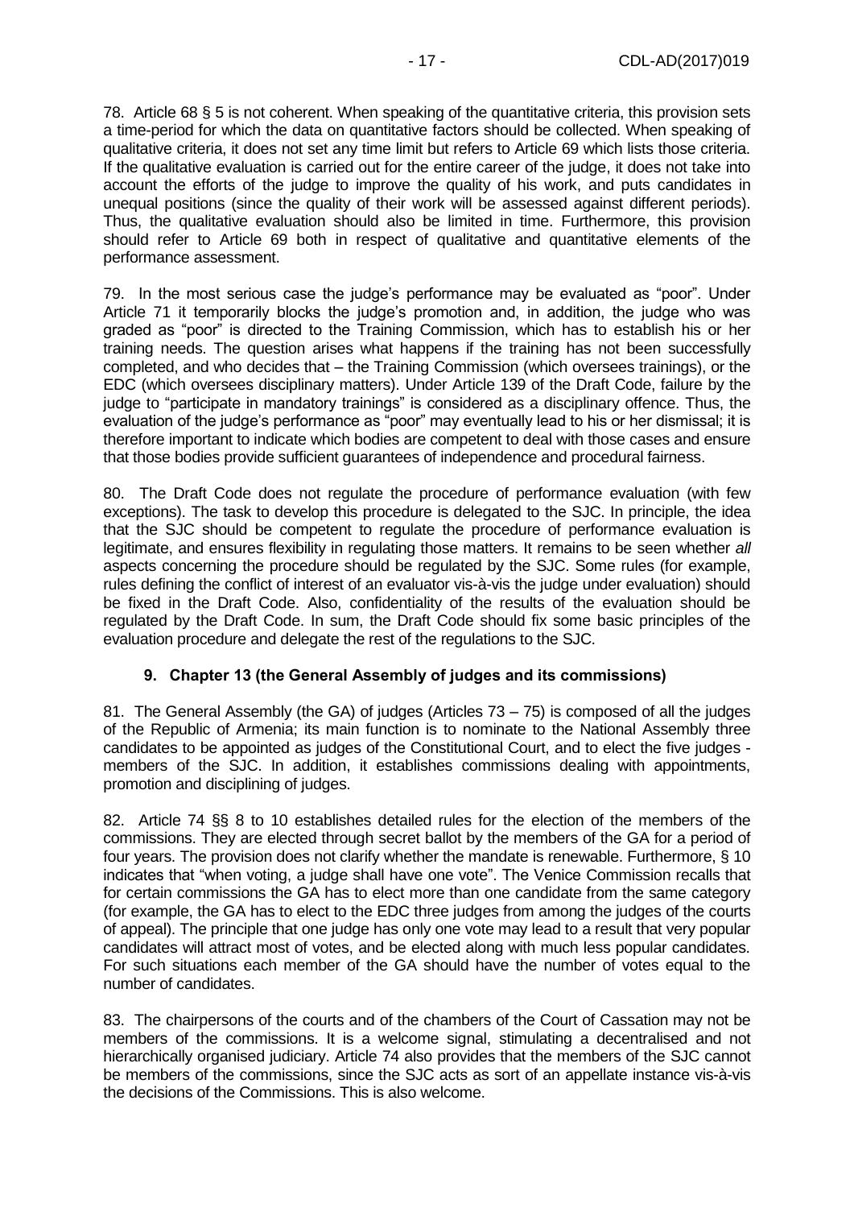78. Article 68 § 5 is not coherent. When speaking of the quantitative criteria, this provision sets a time-period for which the data on quantitative factors should be collected. When speaking of qualitative criteria, it does not set any time limit but refers to Article 69 which lists those criteria. If the qualitative evaluation is carried out for the entire career of the judge, it does not take into account the efforts of the judge to improve the quality of his work, and puts candidates in unequal positions (since the quality of their work will be assessed against different periods). Thus, the qualitative evaluation should also be limited in time. Furthermore, this provision should refer to Article 69 both in respect of qualitative and quantitative elements of the performance assessment.

79. In the most serious case the judge's performance may be evaluated as "poor". Under Article 71 it temporarily blocks the judge's promotion and, in addition, the judge who was graded as "poor" is directed to the Training Commission, which has to establish his or her training needs. The question arises what happens if the training has not been successfully completed, and who decides that – the Training Commission (which oversees trainings), or the EDC (which oversees disciplinary matters). Under Article 139 of the Draft Code, failure by the judge to "participate in mandatory trainings" is considered as a disciplinary offence. Thus, the evaluation of the judge's performance as "poor" may eventually lead to his or her dismissal; it is therefore important to indicate which bodies are competent to deal with those cases and ensure that those bodies provide sufficient guarantees of independence and procedural fairness.

80. The Draft Code does not regulate the procedure of performance evaluation (with few exceptions). The task to develop this procedure is delegated to the SJC. In principle, the idea that the SJC should be competent to regulate the procedure of performance evaluation is legitimate, and ensures flexibility in regulating those matters. It remains to be seen whether *all* aspects concerning the procedure should be regulated by the SJC. Some rules (for example, rules defining the conflict of interest of an evaluator vis-à-vis the judge under evaluation) should be fixed in the Draft Code. Also, confidentiality of the results of the evaluation should be regulated by the Draft Code. In sum, the Draft Code should fix some basic principles of the evaluation procedure and delegate the rest of the regulations to the SJC.

### 9. Chapter 13 (the General Assembly of judges and its commissions)

81. The General Assembly (the GA) of judges (Articles 73 – 75) is composed of all the judges of the Republic of Armenia; its main function is to nominate to the National Assembly three candidates to be appointed as judges of the Constitutional Court, and to elect the five judges - members of the SJC. In addition, it establishes commissions dealing with appointments, promotion and disciplining of judges.

82. Article 74 §§ 8 to 10 establishes detailed rules for the election of the members of the commissions. They are elected through secret ballot by the members of the GA for a period of four years. The provision does not clarify whether the mandate is renewable. Furthermore, § 10 indicates that "when voting, a judge shall have one vote". The Venice Commission recalls that for certain commissions the GA has to elect more than one candidate from the same category (for example, the GA has to elect to the EDC three judges from among the judges of the courts of appeal). The principle that one judge has only one vote may lead to a result that very popular candidates will attract most of votes, and be elected along with much less popular candidates. For such situations each member of the GA should have the number of votes equal to the number of candidates.

83. The chairpersons of the courts and of the chambers of the Court of Cassation may not be members of the commissions. It is a welcome signal, stimulating a decentralised and not hierarchically organised judiciary. Article 74 also provides that the members of the SJC cannot be members of the commissions, since the SJC acts as sort of an appellate instance vis-à-vis the decisions of the Commissions. This is also welcome.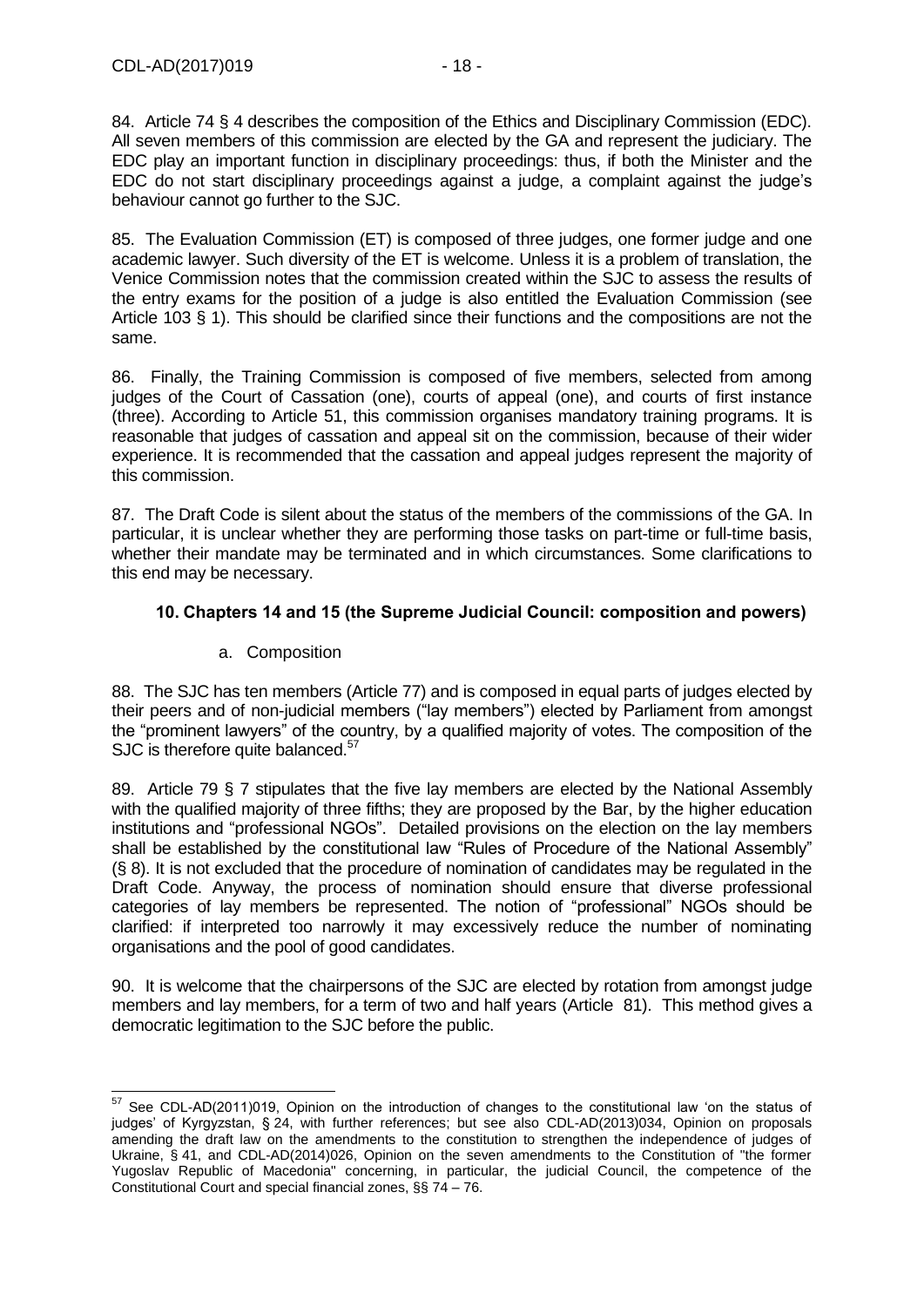84. Article 74 § 4 describes the composition of the Ethics and Disciplinary Commission (EDC). All seven members of this commission are elected by the GA and represent the judiciary. The EDC play an important function in disciplinary proceedings: thus, if both the Minister and the EDC do not start disciplinary proceedings against a judge, a complaint against the judge's behaviour cannot go further to the SJC.

85. The Evaluation Commission (ET) is composed of three judges, one former judge and one academic lawyer. Such diversity of the ET is welcome. Unless it is a problem of translation, the Venice Commission notes that the commission created within the SJC to assess the results of the entry exams for the position of a judge is also entitled the Evaluation Commission (see Article 103 § 1). This should be clarified since their functions and the compositions are not the same.

86. Finally, the Training Commission is composed of five members, selected from among judges of the Court of Cassation (one), courts of appeal (one), and courts of first instance (three). According to Article 51, this commission organises mandatory training programs. It is reasonable that judges of cassation and appeal sit on the commission, because of their wider experience. It is recommended that the cassation and appeal judges represent the majority of this commission.

87. The Draft Code is silent about the status of the members of the commissions of the GA. In particular, it is unclear whether they are performing those tasks on part-time or full-time basis, whether their mandate may be terminated and in which circumstances. Some clarifications to this end may be necessary.

## 10. Chapters 14 and 15 (the Supreme Judicial Council: composition and powers)

### a. Composition

88. The SJC has ten members (Article 77) and is composed in equal parts of judges elected by their peers and of non-judicial members ("lay members") elected by Parliament from amongst the "prominent lawyers" of the country, by a qualified majority of votes. The composition of the SJC is therefore quite balanced.[57]

89. Article 79 § 7 stipulates that the five lay members are elected by the National Assembly with the qualified majority of three fifths; they are proposed by the Bar, by the higher education institutions and "professional NGOs". Detailed provisions on the election on the lay members shall be established by the constitutional law "Rules of Procedure of the National Assembly" (§ 8). It is not excluded that the procedure of nomination of candidates may be regulated in the Draft Code. Anyway, the process of nomination should ensure that diverse professional categories of lay members be represented. The notion of "professional" NGOs should be clarified: if interpreted too narrowly it may excessively reduce the number of nominating organisations and the pool of good candidates.

90. It is welcome that the chairpersons of the SJC are elected by rotation from amongst judge members and lay members, for a term of two and half years (Article 81). This method gives a democratic legitimation to the SJC before the public.

---

[57] See CDL-AD(2011)019, Opinion on the introduction of changes to the constitutional law 'on the status of judges' of Kyrgyzstan, § 24, with further references; but see also CDL-AD(2013)034, Opinion on proposals amending the draft law on the amendments to the constitution to strengthen the independence of judges of Ukraine, § 41, and CDL-AD(2014)026, Opinion on the seven amendments to the Constitution of "the former Yugoslav Republic of Macedonia" concerning, in particular, the judicial Council, the competence of the Constitutional Court and special financial zones, §§ 74 – 76.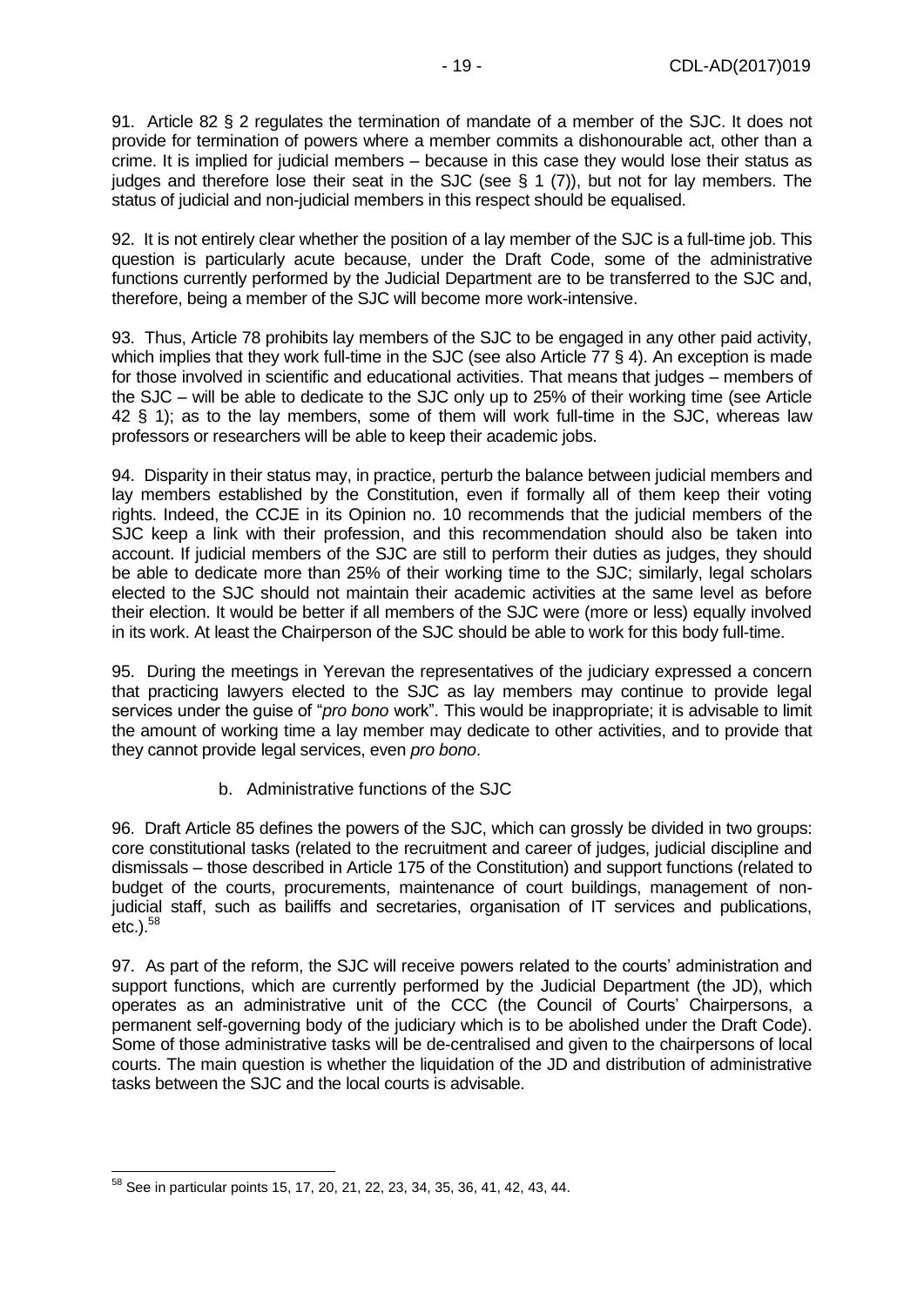91. Article 82 § 2 regulates the termination of mandate of a member of the SJC. It does not provide for termination of powers where a member commits a dishonourable act, other than a crime. It is implied for judicial members – because in this case they would lose their status as judges and therefore lose their seat in the SJC (see § 1 (7)), but not for lay members. The status of judicial and non-judicial members in this respect should be equalised.

92. It is not entirely clear whether the position of a lay member of the SJC is a full-time job. This question is particularly acute because, under the Draft Code, some of the administrative functions currently performed by the Judicial Department are to be transferred to the SJC and, therefore, being a member of the SJC will become more work-intensive.

93. Thus, Article 78 prohibits lay members of the SJC to be engaged in any other paid activity, which implies that they work full-time in the SJC (see also Article 77 § 4). An exception is made for those involved in scientific and educational activities. That means that judges – members of the SJC – will be able to dedicate to the SJC only up to 25% of their working time (see Article 42 § 1); as to the lay members, some of them will work full-time in the SJC, whereas law professors or researchers will be able to keep their academic jobs.

94. Disparity in their status may, in practice, perturb the balance between judicial members and lay members established by the Constitution, even if formally all of them keep their voting rights. Indeed, the CCJE in its Opinion no. 10 recommends that the judicial members of the SJC keep a link with their profession, and this recommendation should also be taken into account. If judicial members of the SJC are still to perform their duties as judges, they should be able to dedicate more than 25% of their working time to the SJC; similarly, legal scholars elected to the SJC should not maintain their academic activities at the same level as before their election. It would be better if all members of the SJC were (more or less) equally involved in its work. At least the Chairperson of the SJC should be able to work for this body full-time.

95. During the meetings in Yerevan the representatives of the judiciary expressed a concern that practicing lawyers elected to the SJC as lay members may continue to provide legal services under the guise of "*pro bono* work". This would be inappropriate; it is advisable to limit the amount of working time a lay member may dedicate to other activities, and to provide that they cannot provide legal services, even *pro bono*.

#### b. Administrative functions of the SJC

96. Draft Article 85 defines the powers of the SJC, which can grossly be divided in two groups: core constitutional tasks (related to the recruitment and career of judges, judicial discipline and dismissals – those described in Article 175 of the Constitution) and support functions (related to budget of the courts, procurements, maintenance of court buildings, management of non-judicial staff, such as bailiffs and secretaries, organisation of IT services and publications, etc.).[58]

97. As part of the reform, the SJC will receive powers related to the courts' administration and support functions, which are currently performed by the Judicial Department (the JD), which operates as an administrative unit of the CCC (the Council of Courts' Chairpersons, a permanent self-governing body of the judiciary which is to be abolished under the Draft Code). Some of those administrative tasks will be de-centralised and given to the chairpersons of local courts. The main question is whether the liquidation of the JD and distribution of administrative tasks between the SJC and the local courts is advisable.

---

[58] See in particular points 15, 17, 20, 21, 22, 23, 34, 35, 36, 41, 42, 43, 44.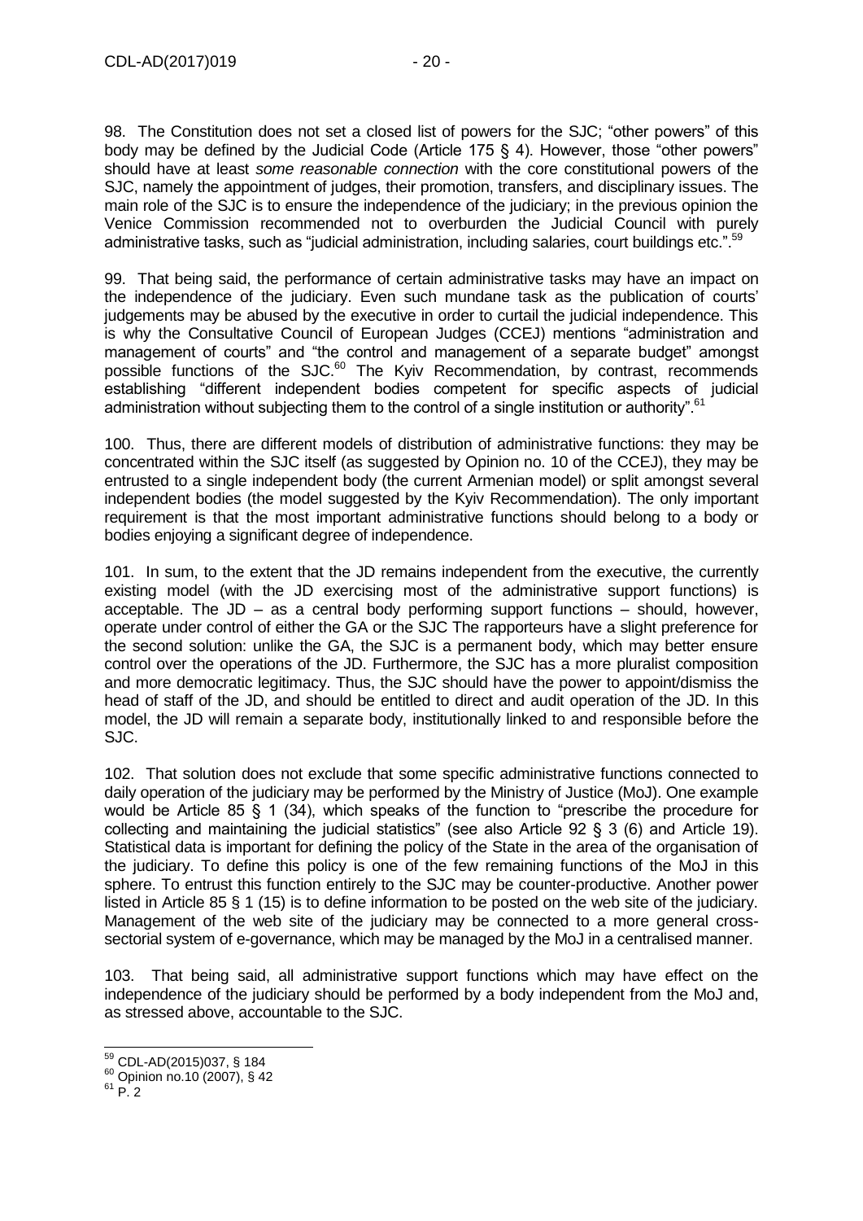98. The Constitution does not set a closed list of powers for the SJC; "other powers" of this body may be defined by the Judicial Code (Article 175 § 4). However, those "other powers" should have at least *some reasonable connection* with the core constitutional powers of the SJC, namely the appointment of judges, their promotion, transfers, and disciplinary issues. The main role of the SJC is to ensure the independence of the judiciary; in the previous opinion the Venice Commission recommended not to overburden the Judicial Council with purely administrative tasks, such as "judicial administration, including salaries, court buildings etc.".[59]

99. That being said, the performance of certain administrative tasks may have an impact on the independence of the judiciary. Even such mundane task as the publication of courts' judgements may be abused by the executive in order to curtail the judicial independence. This is why the Consultative Council of European Judges (CCEJ) mentions "administration and management of courts" and "the control and management of a separate budget" amongst possible functions of the SJC.[60] The Kyiv Recommendation, by contrast, recommends establishing "different independent bodies competent for specific aspects of judicial administration without subjecting them to the control of a single institution or authority".[61]

100. Thus, there are different models of distribution of administrative functions: they may be concentrated within the SJC itself (as suggested by Opinion no. 10 of the CCEJ), they may be entrusted to a single independent body (the current Armenian model) or split amongst several independent bodies (the model suggested by the Kyiv Recommendation). The only important requirement is that the most important administrative functions should belong to a body or bodies enjoying a significant degree of independence.

101. In sum, to the extent that the JD remains independent from the executive, the currently existing model (with the JD exercising most of the administrative support functions) is acceptable. The JD – as a central body performing support functions – should, however, operate under control of either the GA or the SJC The rapporteurs have a slight preference for the second solution: unlike the GA, the SJC is a permanent body, which may better ensure control over the operations of the JD. Furthermore, the SJC has a more pluralist composition and more democratic legitimacy. Thus, the SJC should have the power to appoint/dismiss the head of staff of the JD, and should be entitled to direct and audit operation of the JD. In this model, the JD will remain a separate body, institutionally linked to and responsible before the SJC.

102. That solution does not exclude that some specific administrative functions connected to daily operation of the judiciary may be performed by the Ministry of Justice (MoJ). One example would be Article 85 § 1 (34), which speaks of the function to "prescribe the procedure for collecting and maintaining the judicial statistics" (see also Article 92 § 3 (6) and Article 19). Statistical data is important for defining the policy of the State in the area of the organisation of the judiciary. To define this policy is one of the few remaining functions of the MoJ in this sphere. To entrust this function entirely to the SJC may be counter-productive. Another power listed in Article 85 § 1 (15) is to define information to be posted on the web site of the judiciary. Management of the web site of the judiciary may be connected to a more general cross-sectorial system of e-governance, which may be managed by the MoJ in a centralised manner.

103. That being said, all administrative support functions which may have effect on the independence of the judiciary should be performed by a body independent from the MoJ and, as stressed above, accountable to the SJC.

---

[59] CDL-AD(2015)037, § 184

[60] Opinion no.10 (2007), § 42

[61] P. 2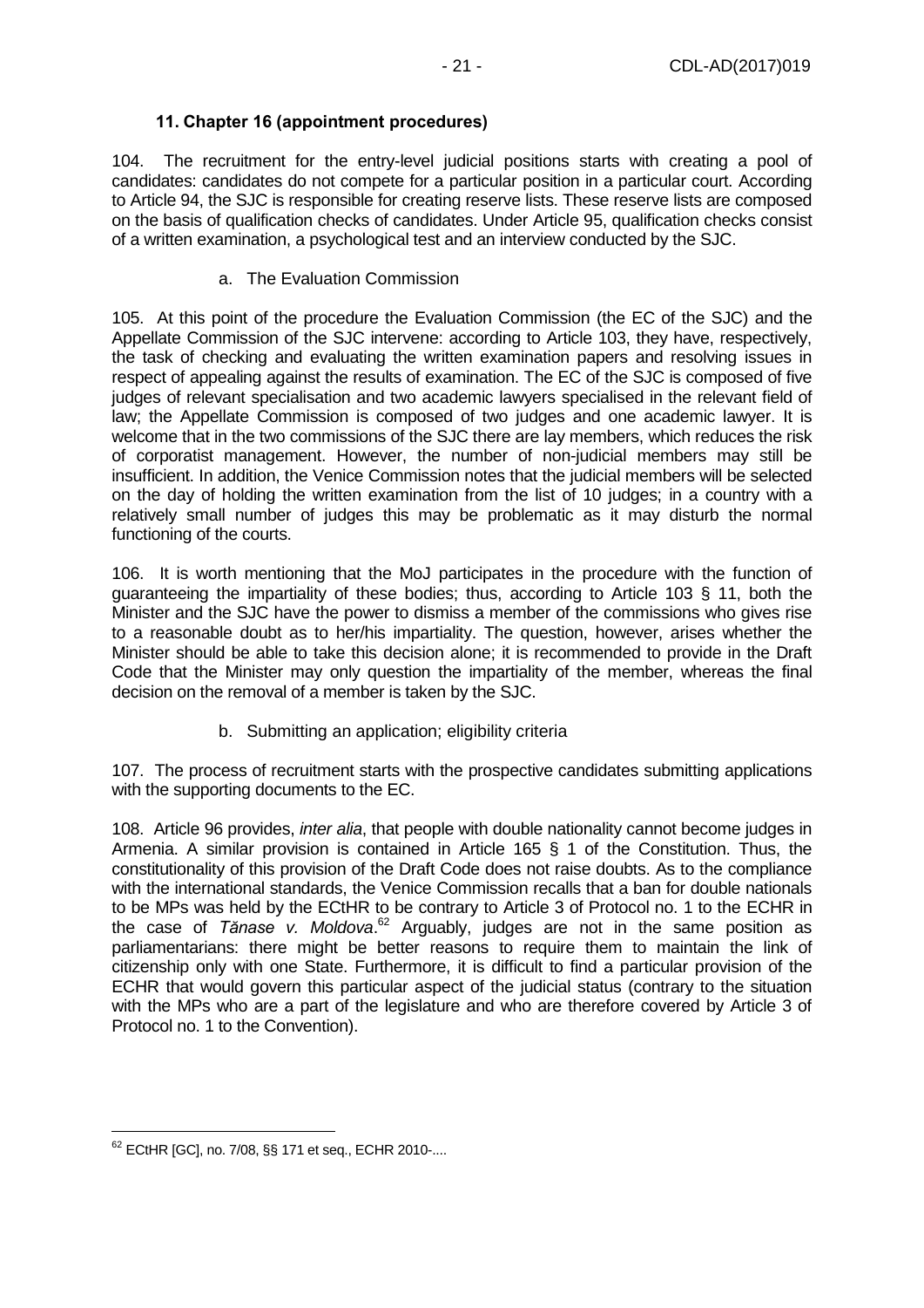### 11. Chapter 16 (appointment procedures)

104. The recruitment for the entry-level judicial positions starts with creating a pool of candidates: candidates do not compete for a particular position in a particular court. According to Article 94, the SJC is responsible for creating reserve lists. These reserve lists are composed on the basis of qualification checks of candidates. Under Article 95, qualification checks consist of a written examination, a psychological test and an interview conducted by the SJC.

a. The Evaluation Commission

105. At this point of the procedure the Evaluation Commission (the EC of the SJC) and the Appellate Commission of the SJC intervene: according to Article 103, they have, respectively, the task of checking and evaluating the written examination papers and resolving issues in respect of appealing against the results of examination. The EC of the SJC is composed of five judges of relevant specialisation and two academic lawyers specialised in the relevant field of law; the Appellate Commission is composed of two judges and one academic lawyer. It is welcome that in the two commissions of the SJC there are lay members, which reduces the risk of corporatist management. However, the number of non-judicial members may still be insufficient. In addition, the Venice Commission notes that the judicial members will be selected on the day of holding the written examination from the list of 10 judges; in a country with a relatively small number of judges this may be problematic as it may disturb the normal functioning of the courts.

106. It is worth mentioning that the MoJ participates in the procedure with the function of guaranteeing the impartiality of these bodies; thus, according to Article 103 § 11, both the Minister and the SJC have the power to dismiss a member of the commissions who gives rise to a reasonable doubt as to her/his impartiality. The question, however, arises whether the Minister should be able to take this decision alone; it is recommended to provide in the Draft Code that the Minister may only question the impartiality of the member, whereas the final decision on the removal of a member is taken by the SJC.

b. Submitting an application; eligibility criteria

107. The process of recruitment starts with the prospective candidates submitting applications with the supporting documents to the EC.

108. Article 96 provides, *inter alia*, that people with double nationality cannot become judges in Armenia. A similar provision is contained in Article 165 § 1 of the Constitution. Thus, the constitutionality of this provision of the Draft Code does not raise doubts. As to the compliance with the international standards, the Venice Commission recalls that a ban for double nationals to be MPs was held by the ECtHR to be contrary to Article 3 of Protocol no. 1 to the ECHR in the case of *Tănase v. Moldova*.[62] Arguably, judges are not in the same position as parliamentarians: there might be better reasons to require them to maintain the link of citizenship only with one State. Furthermore, it is difficult to find a particular provision of the ECHR that would govern this particular aspect of the judicial status (contrary to the situation with the MPs who are a part of the legislature and who are therefore covered by Article 3 of Protocol no. 1 to the Convention).

---

[62] ECtHR [GC], no. 7/08, §§ 171 et seq., ECHR 2010-....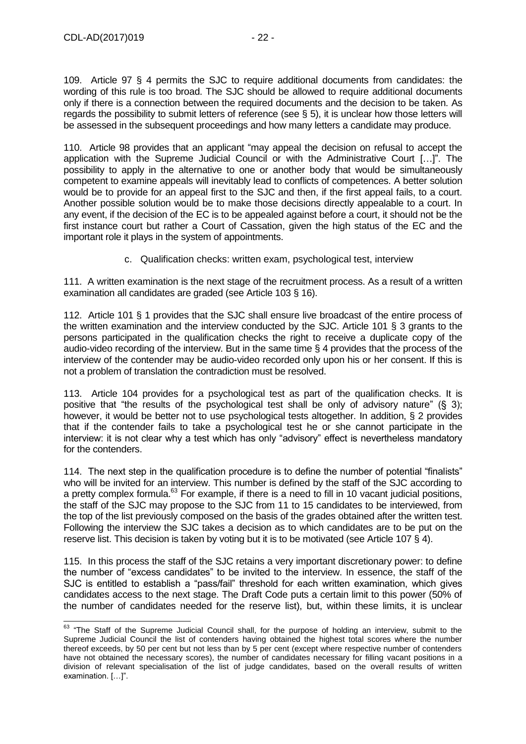109. Article 97 § 4 permits the SJC to require additional documents from candidates: the wording of this rule is too broad. The SJC should be allowed to require additional documents only if there is a connection between the required documents and the decision to be taken. As regards the possibility to submit letters of reference (see § 5), it is unclear how those letters will be assessed in the subsequent proceedings and how many letters a candidate may produce.

110. Article 98 provides that an applicant "may appeal the decision on refusal to accept the application with the Supreme Judicial Council or with the Administrative Court […]". The possibility to apply in the alternative to one or another body that would be simultaneously competent to examine appeals will inevitably lead to conflicts of competences. A better solution would be to provide for an appeal first to the SJC and then, if the first appeal fails, to a court. Another possible solution would be to make those decisions directly appealable to a court. In any event, if the decision of the EC is to be appealed against before a court, it should not be the first instance court but rather a Court of Cassation, given the high status of the EC and the important role it plays in the system of appointments.

c. Qualification checks: written exam, psychological test, interview

111. A written examination is the next stage of the recruitment process. As a result of a written examination all candidates are graded (see Article 103 § 16).

112. Article 101 § 1 provides that the SJC shall ensure live broadcast of the entire process of the written examination and the interview conducted by the SJC. Article 101 § 3 grants to the persons participated in the qualification checks the right to receive a duplicate copy of the audio-video recording of the interview. But in the same time § 4 provides that the process of the interview of the contender may be audio-video recorded only upon his or her consent. If this is not a problem of translation the contradiction must be resolved.

113. Article 104 provides for a psychological test as part of the qualification checks. It is positive that "the results of the psychological test shall be only of advisory nature" (§ 3); however, it would be better not to use psychological tests altogether. In addition, § 2 provides that if the contender fails to take a psychological test he or she cannot participate in the interview: it is not clear why a test which has only "advisory" effect is nevertheless mandatory for the contenders.

114. The next step in the qualification procedure is to define the number of potential "finalists" who will be invited for an interview. This number is defined by the staff of the SJC according to a pretty complex formula.[63] For example, if there is a need to fill in 10 vacant judicial positions, the staff of the SJC may propose to the SJC from 11 to 15 candidates to be interviewed, from the top of the list previously composed on the basis of the grades obtained after the written test. Following the interview the SJC takes a decision as to which candidates are to be put on the reserve list. This decision is taken by voting but it is to be motivated (see Article 107 § 4).

115. In this process the staff of the SJC retains a very important discretionary power: to define the number of "excess candidates" to be invited to the interview. In essence, the staff of the SJC is entitled to establish a "pass/fail" threshold for each written examination, which gives candidates access to the next stage. The Draft Code puts a certain limit to this power (50% of the number of candidates needed for the reserve list), but, within these limits, it is unclear

[63] "The Staff of the Supreme Judicial Council shall, for the purpose of holding an interview, submit to the Supreme Judicial Council the list of contenders having obtained the highest total scores where the number thereof exceeds, by 50 per cent but not less than by 5 per cent (except where respective number of contenders have not obtained the necessary scores), the number of candidates necessary for filling vacant positions in a division of relevant specialisation of the list of judge candidates, based on the overall results of written examination. […]".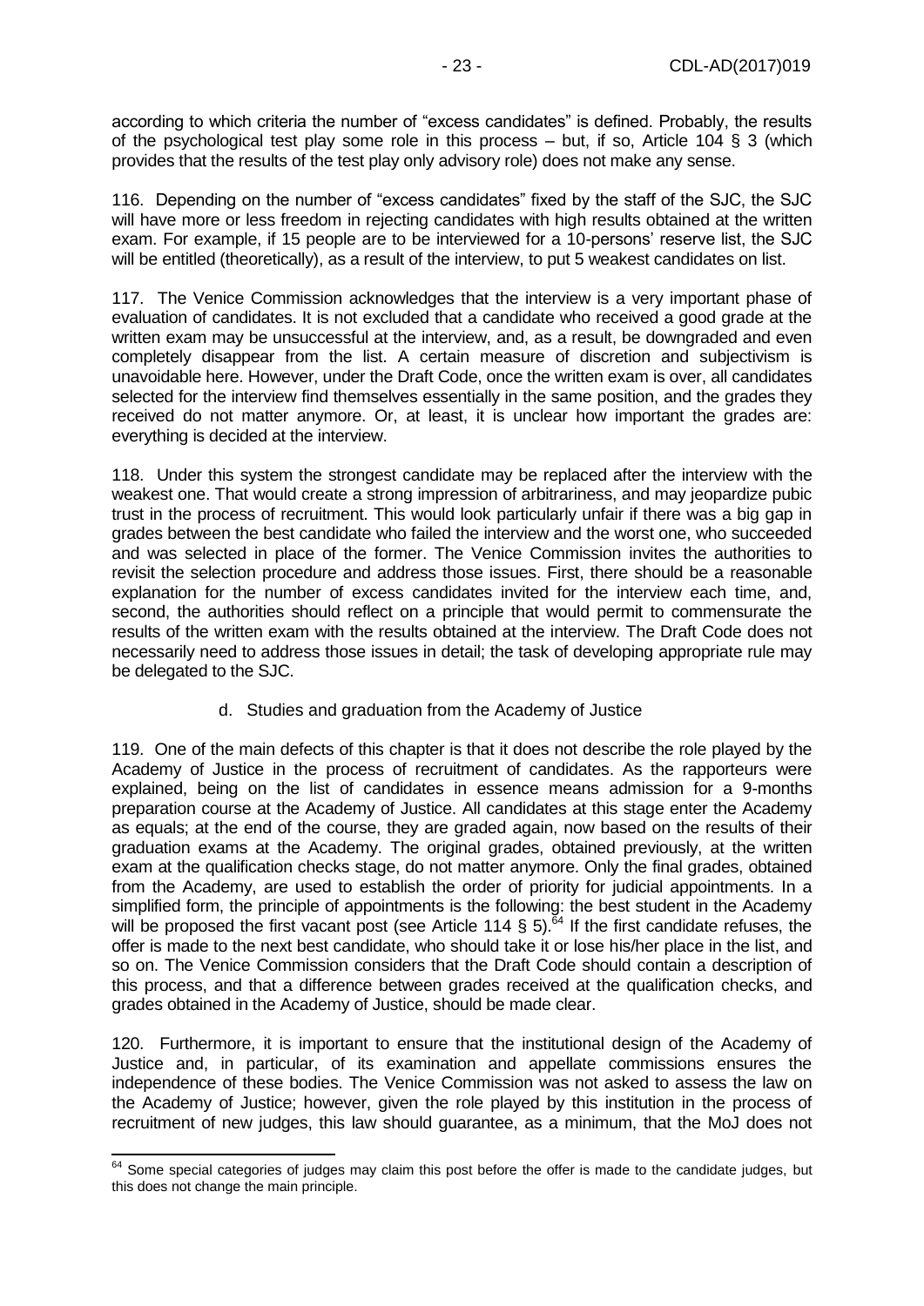according to which criteria the number of "excess candidates" is defined. Probably, the results of the psychological test play some role in this process – but, if so, Article 104 § 3 (which provides that the results of the test play only advisory role) does not make any sense.

116. Depending on the number of "excess candidates" fixed by the staff of the SJC, the SJC will have more or less freedom in rejecting candidates with high results obtained at the written exam. For example, if 15 people are to be interviewed for a 10-persons' reserve list, the SJC will be entitled (theoretically), as a result of the interview, to put 5 weakest candidates on list.

117. The Venice Commission acknowledges that the interview is a very important phase of evaluation of candidates. It is not excluded that a candidate who received a good grade at the written exam may be unsuccessful at the interview, and, as a result, be downgraded and even completely disappear from the list. A certain measure of discretion and subjectivism is unavoidable here. However, under the Draft Code, once the written exam is over, all candidates selected for the interview find themselves essentially in the same position, and the grades they received do not matter anymore. Or, at least, it is unclear how important the grades are: everything is decided at the interview.

118. Under this system the strongest candidate may be replaced after the interview with the weakest one. That would create a strong impression of arbitrariness, and may jeopardize pubic trust in the process of recruitment. This would look particularly unfair if there was a big gap in grades between the best candidate who failed the interview and the worst one, who succeeded and was selected in place of the former. The Venice Commission invites the authorities to revisit the selection procedure and address those issues. First, there should be a reasonable explanation for the number of excess candidates invited for the interview each time, and, second, the authorities should reflect on a principle that would permit to commensurate the results of the written exam with the results obtained at the interview. The Draft Code does not necessarily need to address those issues in detail; the task of developing appropriate rule may be delegated to the SJC.

### d. Studies and graduation from the Academy of Justice

119. One of the main defects of this chapter is that it does not describe the role played by the Academy of Justice in the process of recruitment of candidates. As the rapporteurs were explained, being on the list of candidates in essence means admission for a 9-months preparation course at the Academy of Justice. All candidates at this stage enter the Academy as equals; at the end of the course, they are graded again, now based on the results of their graduation exams at the Academy. The original grades, obtained previously, at the written exam at the qualification checks stage, do not matter anymore. Only the final grades, obtained from the Academy, are used to establish the order of priority for judicial appointments. In a simplified form, the principle of appointments is the following: the best student in the Academy will be proposed the first vacant post (see Article 114 § 5).[64] If the first candidate refuses, the offer is made to the next best candidate, who should take it or lose his/her place in the list, and so on. The Venice Commission considers that the Draft Code should contain a description of this process, and that a difference between grades received at the qualification checks, and grades obtained in the Academy of Justice, should be made clear.

120. Furthermore, it is important to ensure that the institutional design of the Academy of Justice and, in particular, of its examination and appellate commissions ensures the independence of these bodies. The Venice Commission was not asked to assess the law on the Academy of Justice; however, given the role played by this institution in the process of recruitment of new judges, this law should guarantee, as a minimum, that the MoJ does not

---

[64] Some special categories of judges may claim this post before the offer is made to the candidate judges, but this does not change the main principle.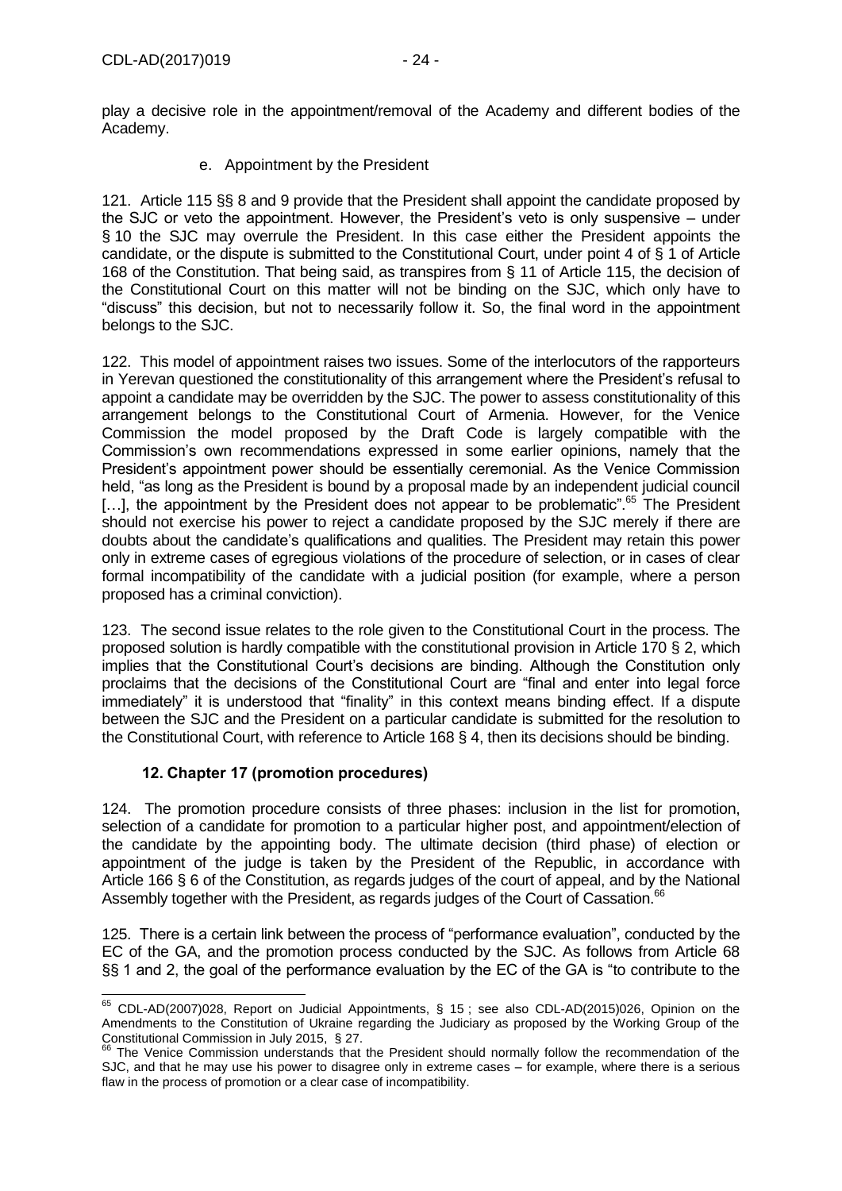play a decisive role in the appointment/removal of the Academy and different bodies of the Academy.

### e. Appointment by the President

121. Article 115 §§ 8 and 9 provide that the President shall appoint the candidate proposed by the SJC or veto the appointment. However, the President's veto is only suspensive – under § 10 the SJC may overrule the President. In this case either the President appoints the candidate, or the dispute is submitted to the Constitutional Court, under point 4 of § 1 of Article 168 of the Constitution. That being said, as transpires from § 11 of Article 115, the decision of the Constitutional Court on this matter will not be binding on the SJC, which only have to "discuss" this decision, but not to necessarily follow it. So, the final word in the appointment belongs to the SJC.

122. This model of appointment raises two issues. Some of the interlocutors of the rapporteurs in Yerevan questioned the constitutionality of this arrangement where the President's refusal to appoint a candidate may be overridden by the SJC. The power to assess constitutionality of this arrangement belongs to the Constitutional Court of Armenia. However, for the Venice Commission the model proposed by the Draft Code is largely compatible with the Commission's own recommendations expressed in some earlier opinions, namely that the President's appointment power should be essentially ceremonial. As the Venice Commission held, "as long as the President is bound by a proposal made by an independent judicial council […], the appointment by the President does not appear to be problematic".[65] The President should not exercise his power to reject a candidate proposed by the SJC merely if there are doubts about the candidate's qualifications and qualities. The President may retain this power only in extreme cases of egregious violations of the procedure of selection, or in cases of clear formal incompatibility of the candidate with a judicial position (for example, where a person proposed has a criminal conviction).

123. The second issue relates to the role given to the Constitutional Court in the process. The proposed solution is hardly compatible with the constitutional provision in Article 170 § 2, which implies that the Constitutional Court's decisions are binding. Although the Constitution only proclaims that the decisions of the Constitutional Court are "final and enter into legal force immediately" it is understood that "finality" in this context means binding effect. If a dispute between the SJC and the President on a particular candidate is submitted for the resolution to the Constitutional Court, with reference to Article 168 § 4, then its decisions should be binding.

## 12. Chapter 17 (promotion procedures)

124. The promotion procedure consists of three phases: inclusion in the list for promotion, selection of a candidate for promotion to a particular higher post, and appointment/election of the candidate by the appointing body. The ultimate decision (third phase) of election or appointment of the judge is taken by the President of the Republic, in accordance with Article 166 § 6 of the Constitution, as regards judges of the court of appeal, and by the National Assembly together with the President, as regards judges of the Court of Cassation.[66]

125. There is a certain link between the process of "performance evaluation", conducted by the EC of the GA, and the promotion process conducted by the SJC. As follows from Article 68 §§ 1 and 2, the goal of the performance evaluation by the EC of the GA is "to contribute to the

---

[65] CDL-AD(2007)028, Report on Judicial Appointments, § 15 ; see also CDL-AD(2015)026, Opinion on the Amendments to the Constitution of Ukraine regarding the Judiciary as proposed by the Working Group of the Constitutional Commission in July 2015, § 27.

[66] The Venice Commission understands that the President should normally follow the recommendation of the SJC, and that he may use his power to disagree only in extreme cases – for example, where there is a serious flaw in the process of promotion or a clear case of incompatibility.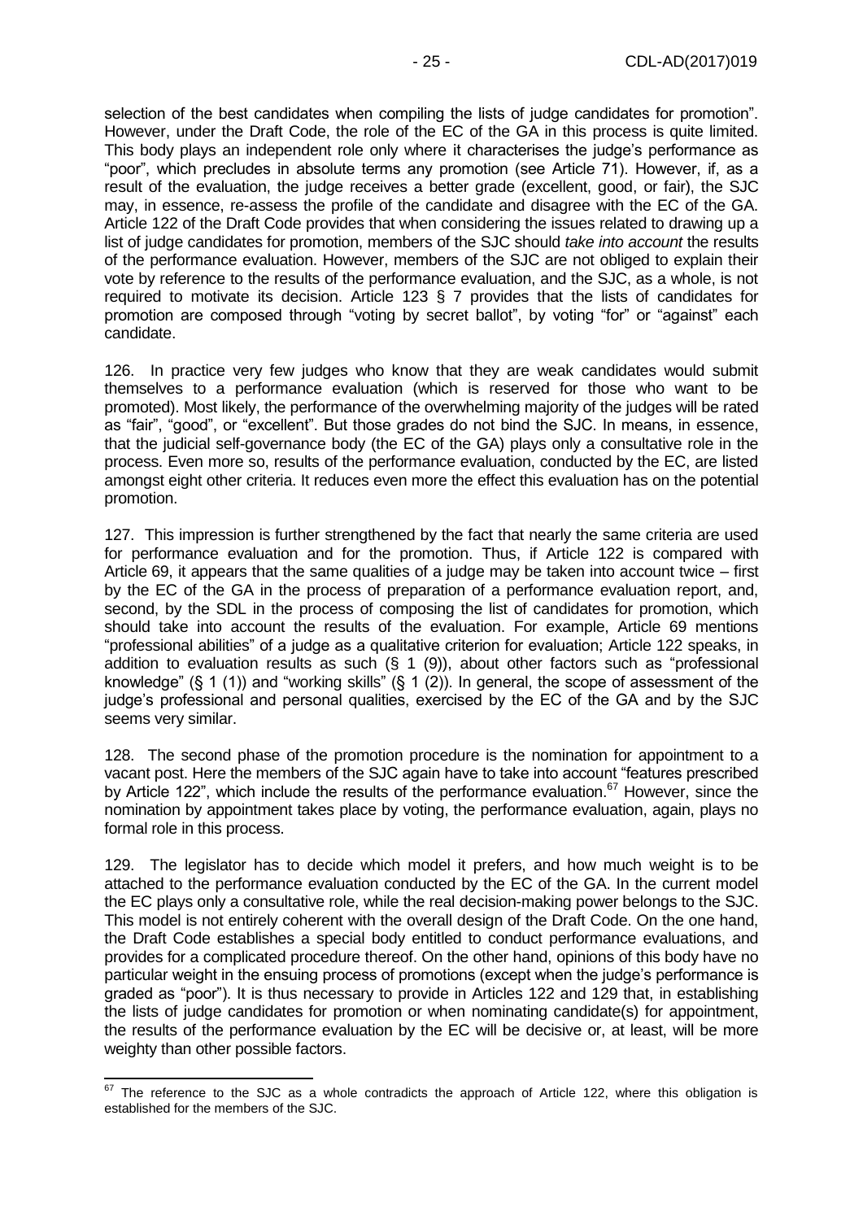selection of the best candidates when compiling the lists of judge candidates for promotion". However, under the Draft Code, the role of the EC of the GA in this process is quite limited. This body plays an independent role only where it characterises the judge's performance as "poor", which precludes in absolute terms any promotion (see Article 71). However, if, as a result of the evaluation, the judge receives a better grade (excellent, good, or fair), the SJC may, in essence, re-assess the profile of the candidate and disagree with the EC of the GA. Article 122 of the Draft Code provides that when considering the issues related to drawing up a list of judge candidates for promotion, members of the SJC should *take into account* the results of the performance evaluation. However, members of the SJC are not obliged to explain their vote by reference to the results of the performance evaluation, and the SJC, as a whole, is not required to motivate its decision. Article 123 § 7 provides that the lists of candidates for promotion are composed through "voting by secret ballot", by voting "for" or "against" each candidate.

126. In practice very few judges who know that they are weak candidates would submit themselves to a performance evaluation (which is reserved for those who want to be promoted). Most likely, the performance of the overwhelming majority of the judges will be rated as "fair", "good", or "excellent". But those grades do not bind the SJC. In means, in essence, that the judicial self-governance body (the EC of the GA) plays only a consultative role in the process. Even more so, results of the performance evaluation, conducted by the EC, are listed amongst eight other criteria. It reduces even more the effect this evaluation has on the potential promotion.

127. This impression is further strengthened by the fact that nearly the same criteria are used for performance evaluation and for the promotion. Thus, if Article 122 is compared with Article 69, it appears that the same qualities of a judge may be taken into account twice – first by the EC of the GA in the process of preparation of a performance evaluation report, and, second, by the SDL in the process of composing the list of candidates for promotion, which should take into account the results of the evaluation. For example, Article 69 mentions "professional abilities" of a judge as a qualitative criterion for evaluation; Article 122 speaks, in addition to evaluation results as such (§ 1 (9)), about other factors such as "professional knowledge" (§ 1 (1)) and "working skills" (§ 1 (2)). In general, the scope of assessment of the judge's professional and personal qualities, exercised by the EC of the GA and by the SJC seems very similar.

128. The second phase of the promotion procedure is the nomination for appointment to a vacant post. Here the members of the SJC again have to take into account "features prescribed by Article 122", which include the results of the performance evaluation.[67] However, since the nomination by appointment takes place by voting, the performance evaluation, again, plays no formal role in this process.

129. The legislator has to decide which model it prefers, and how much weight is to be attached to the performance evaluation conducted by the EC of the GA. In the current model the EC plays only a consultative role, while the real decision-making power belongs to the SJC. This model is not entirely coherent with the overall design of the Draft Code. On the one hand, the Draft Code establishes a special body entitled to conduct performance evaluations, and provides for a complicated procedure thereof. On the other hand, opinions of this body have no particular weight in the ensuing process of promotions (except when the judge's performance is graded as "poor"). It is thus necessary to provide in Articles 122 and 129 that, in establishing the lists of judge candidates for promotion or when nominating candidate(s) for appointment, the results of the performance evaluation by the EC will be decisive or, at least, will be more weighty than other possible factors.

---

[67] The reference to the SJC as a whole contradicts the approach of Article 122, where this obligation is established for the members of the SJC.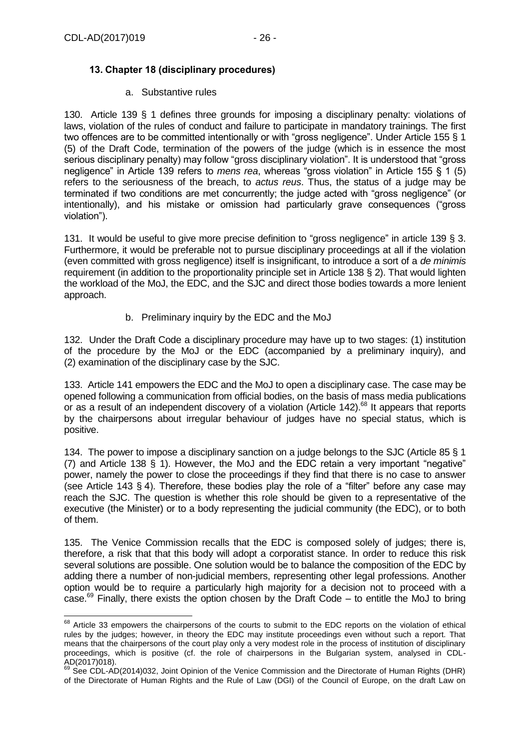### 13. Chapter 18 (disciplinary procedures)

a. Substantive rules

130. Article 139 § 1 defines three grounds for imposing a disciplinary penalty: violations of laws, violation of the rules of conduct and failure to participate in mandatory trainings. The first two offences are to be committed intentionally or with "gross negligence". Under Article 155 § 1 (5) of the Draft Code, termination of the powers of the judge (which is in essence the most serious disciplinary penalty) may follow "gross disciplinary violation". It is understood that "gross negligence" in Article 139 refers to *mens rea*, whereas "gross violation" in Article 155 § 1 (5) refers to the seriousness of the breach, to *actus reus*. Thus, the status of a judge may be terminated if two conditions are met concurrently; the judge acted with "gross negligence" (or intentionally), and his mistake or omission had particularly grave consequences ("gross violation").

131. It would be useful to give more precise definition to "gross negligence" in article 139 § 3. Furthermore, it would be preferable not to pursue disciplinary proceedings at all if the violation (even committed with gross negligence) itself is insignificant, to introduce a sort of a *de minimis* requirement (in addition to the proportionality principle set in Article 138 § 2). That would lighten the workload of the MoJ, the EDC, and the SJC and direct those bodies towards a more lenient approach.

b. Preliminary inquiry by the EDC and the MoJ

132. Under the Draft Code a disciplinary procedure may have up to two stages: (1) institution of the procedure by the MoJ or the EDC (accompanied by a preliminary inquiry), and (2) examination of the disciplinary case by the SJC.

133. Article 141 empowers the EDC and the MoJ to open a disciplinary case. The case may be opened following a communication from official bodies, on the basis of mass media publications or as a result of an independent discovery of a violation (Article 142).[68] It appears that reports by the chairpersons about irregular behaviour of judges have no special status, which is positive.

134. The power to impose a disciplinary sanction on a judge belongs to the SJC (Article 85 § 1 (7) and Article 138 § 1). However, the MoJ and the EDC retain a very important "negative" power, namely the power to close the proceedings if they find that there is no case to answer (see Article 143 § 4). Therefore, these bodies play the role of a "filter" before any case may reach the SJC. The question is whether this role should be given to a representative of the executive (the Minister) or to a body representing the judicial community (the EDC), or to both of them.

135. The Venice Commission recalls that the EDC is composed solely of judges; there is, therefore, a risk that that this body will adopt a corporatist stance. In order to reduce this risk several solutions are possible. One solution would be to balance the composition of the EDC by adding there a number of non-judicial members, representing other legal professions. Another option would be to require a particularly high majority for a decision not to proceed with a case.[69] Finally, there exists the option chosen by the Draft Code – to entitle the MoJ to bring

---

[68] Article 33 empowers the chairpersons of the courts to submit to the EDC reports on the violation of ethical rules by the judges; however, in theory the EDC may institute proceedings even without such a report. That means that the chairpersons of the court play only a very modest role in the process of institution of disciplinary proceedings, which is positive (cf. the role of chairpersons in the Bulgarian system, analysed in CDL-AD(2017)018).

[69] See CDL-AD(2014)032, Joint Opinion of the Venice Commission and the Directorate of Human Rights (DHR) of the Directorate of Human Rights and the Rule of Law (DGI) of the Council of Europe, on the draft Law on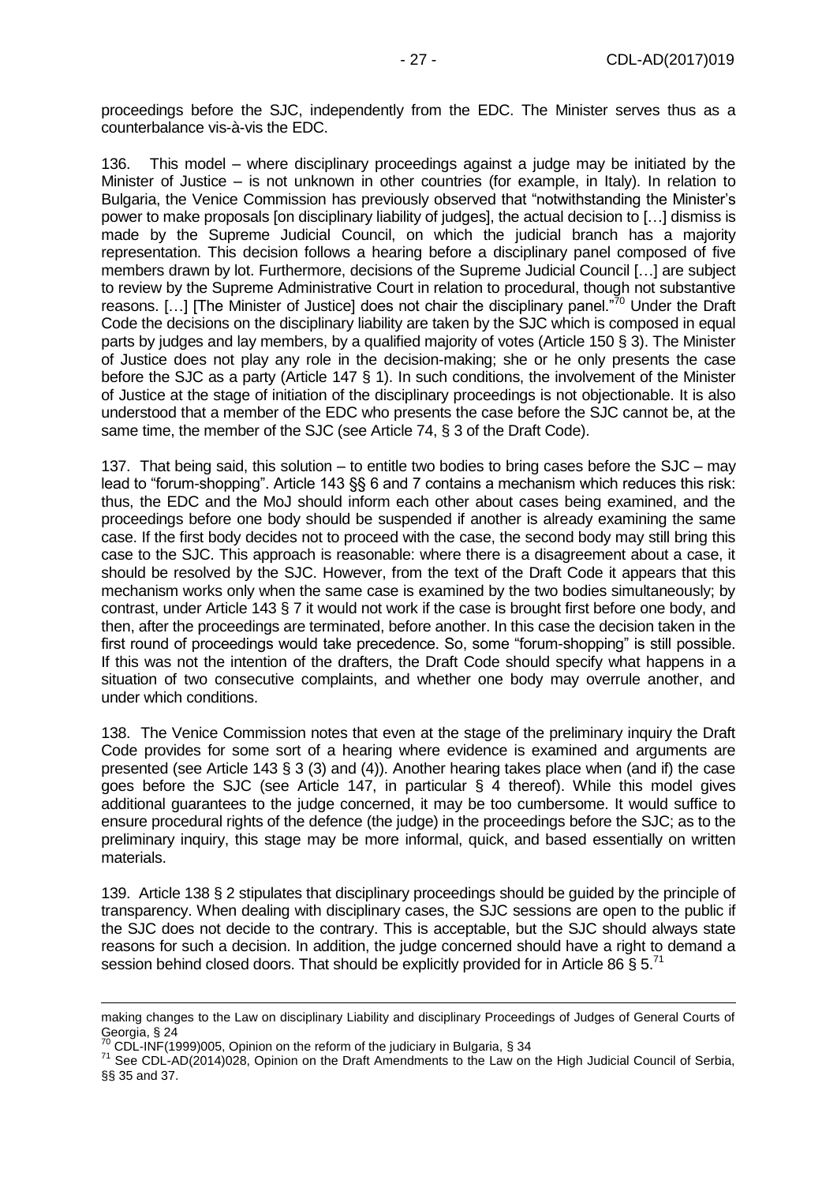proceedings before the SJC, independently from the EDC. The Minister serves thus as a counterbalance vis-à-vis the EDC.

136. This model – where disciplinary proceedings against a judge may be initiated by the Minister of Justice – is not unknown in other countries (for example, in Italy). In relation to Bulgaria, the Venice Commission has previously observed that "notwithstanding the Minister's power to make proposals [on disciplinary liability of judges], the actual decision to […] dismiss is made by the Supreme Judicial Council, on which the judicial branch has a majority representation. This decision follows a hearing before a disciplinary panel composed of five members drawn by lot. Furthermore, decisions of the Supreme Judicial Council […] are subject to review by the Supreme Administrative Court in relation to procedural, though not substantive reasons. […] [The Minister of Justice] does not chair the disciplinary panel."[70] Under the Draft Code the decisions on the disciplinary liability are taken by the SJC which is composed in equal parts by judges and lay members, by a qualified majority of votes (Article 150 § 3). The Minister of Justice does not play any role in the decision-making; she or he only presents the case before the SJC as a party (Article 147 § 1). In such conditions, the involvement of the Minister of Justice at the stage of initiation of the disciplinary proceedings is not objectionable. It is also understood that a member of the EDC who presents the case before the SJC cannot be, at the same time, the member of the SJC (see Article 74, § 3 of the Draft Code).

137. That being said, this solution – to entitle two bodies to bring cases before the SJC – may lead to "forum-shopping". Article 143 §§ 6 and 7 contains a mechanism which reduces this risk: thus, the EDC and the MoJ should inform each other about cases being examined, and the proceedings before one body should be suspended if another is already examining the same case. If the first body decides not to proceed with the case, the second body may still bring this case to the SJC. This approach is reasonable: where there is a disagreement about a case, it should be resolved by the SJC. However, from the text of the Draft Code it appears that this mechanism works only when the same case is examined by the two bodies simultaneously; by contrast, under Article 143 § 7 it would not work if the case is brought first before one body, and then, after the proceedings are terminated, before another. In this case the decision taken in the first round of proceedings would take precedence. So, some "forum-shopping" is still possible. If this was not the intention of the drafters, the Draft Code should specify what happens in a situation of two consecutive complaints, and whether one body may overrule another, and under which conditions.

138. The Venice Commission notes that even at the stage of the preliminary inquiry the Draft Code provides for some sort of a hearing where evidence is examined and arguments are presented (see Article 143 § 3 (3) and (4)). Another hearing takes place when (and if) the case goes before the SJC (see Article 147, in particular § 4 thereof). While this model gives additional guarantees to the judge concerned, it may be too cumbersome. It would suffice to ensure procedural rights of the defence (the judge) in the proceedings before the SJC; as to the preliminary inquiry, this stage may be more informal, quick, and based essentially on written materials.

139. Article 138 § 2 stipulates that disciplinary proceedings should be guided by the principle of transparency. When dealing with disciplinary cases, the SJC sessions are open to the public if the SJC does not decide to the contrary. This is acceptable, but the SJC should always state reasons for such a decision. In addition, the judge concerned should have a right to demand a session behind closed doors. That should be explicitly provided for in Article 86 § 5.[71]

---

making changes to the Law on disciplinary Liability and disciplinary Proceedings of Judges of General Courts of Georgia, § 24

[70] CDL-INF(1999)005, Opinion on the reform of the judiciary in Bulgaria, § 34

[71] See CDL-AD(2014)028, Opinion on the Draft Amendments to the Law on the High Judicial Council of Serbia, §§ 35 and 37.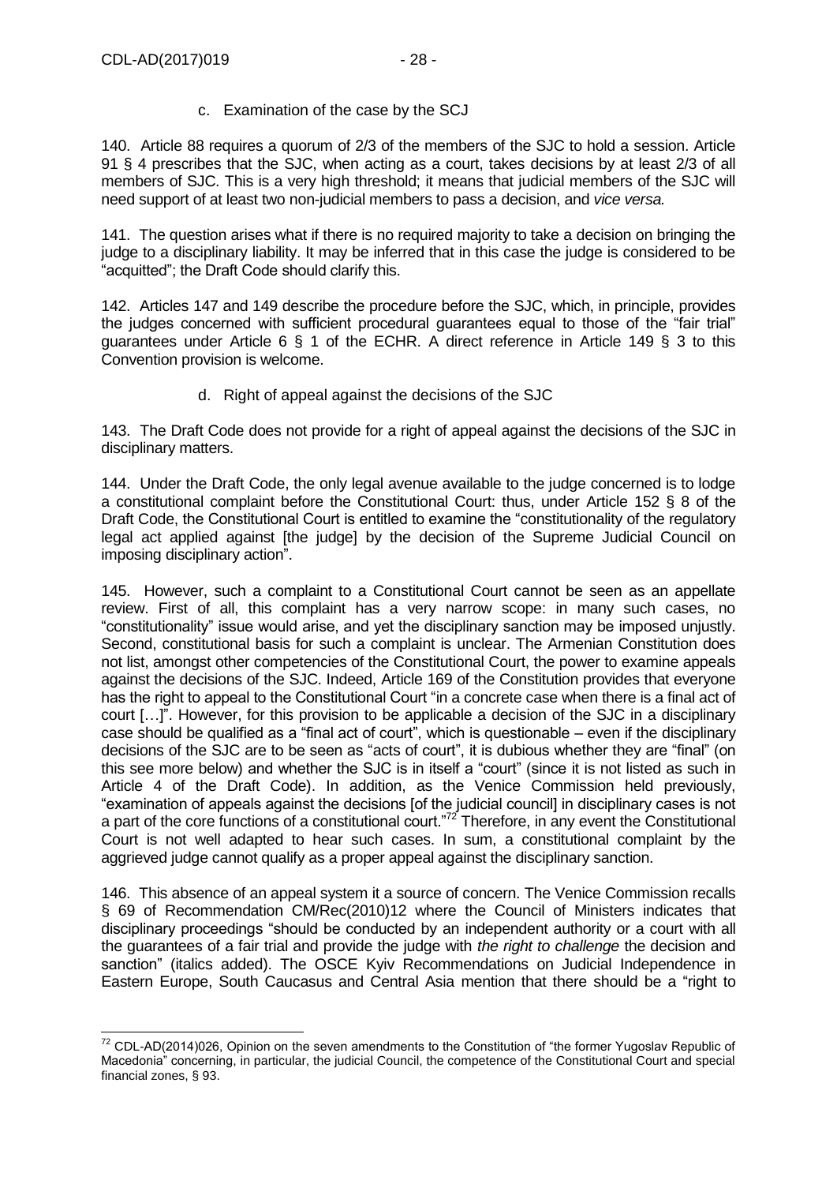c. Examination of the case by the SCJ

140. Article 88 requires a quorum of 2/3 of the members of the SJC to hold a session. Article 91 § 4 prescribes that the SJC, when acting as a court, takes decisions by at least 2/3 of all members of SJC. This is a very high threshold; it means that judicial members of the SJC will need support of at least two non-judicial members to pass a decision, and *vice versa.*

141. The question arises what if there is no required majority to take a decision on bringing the judge to a disciplinary liability. It may be inferred that in this case the judge is considered to be "acquitted"; the Draft Code should clarify this.

142. Articles 147 and 149 describe the procedure before the SJC, which, in principle, provides the judges concerned with sufficient procedural guarantees equal to those of the "fair trial" guarantees under Article 6 § 1 of the ECHR. A direct reference in Article 149 § 3 to this Convention provision is welcome.

d. Right of appeal against the decisions of the SJC

143. The Draft Code does not provide for a right of appeal against the decisions of the SJC in disciplinary matters.

144. Under the Draft Code, the only legal avenue available to the judge concerned is to lodge a constitutional complaint before the Constitutional Court: thus, under Article 152 § 8 of the Draft Code, the Constitutional Court is entitled to examine the "constitutionality of the regulatory legal act applied against [the judge] by the decision of the Supreme Judicial Council on imposing disciplinary action".

145. However, such a complaint to a Constitutional Court cannot be seen as an appellate review. First of all, this complaint has a very narrow scope: in many such cases, no "constitutionality" issue would arise, and yet the disciplinary sanction may be imposed unjustly. Second, constitutional basis for such a complaint is unclear. The Armenian Constitution does not list, amongst other competencies of the Constitutional Court, the power to examine appeals against the decisions of the SJC. Indeed, Article 169 of the Constitution provides that everyone has the right to appeal to the Constitutional Court "in a concrete case when there is a final act of court […]". However, for this provision to be applicable a decision of the SJC in a disciplinary case should be qualified as a "final act of court", which is questionable – even if the disciplinary decisions of the SJC are to be seen as "acts of court", it is dubious whether they are "final" (on this see more below) and whether the SJC is in itself a "court" (since it is not listed as such in Article 4 of the Draft Code). In addition, as the Venice Commission held previously, "examination of appeals against the decisions [of the judicial council] in disciplinary cases is not a part of the core functions of a constitutional court."[72] Therefore, in any event the Constitutional Court is not well adapted to hear such cases. In sum, a constitutional complaint by the aggrieved judge cannot qualify as a proper appeal against the disciplinary sanction.

146. This absence of an appeal system it a source of concern. The Venice Commission recalls § 69 of Recommendation CM/Rec(2010)12 where the Council of Ministers indicates that disciplinary proceedings "should be conducted by an independent authority or a court with all the guarantees of a fair trial and provide the judge with *the right to challenge* the decision and sanction" (italics added). The OSCE Kyiv Recommendations on Judicial Independence in Eastern Europe, South Caucasus and Central Asia mention that there should be a "right to

---

[72] CDL-AD(2014)026, Opinion on the seven amendments to the Constitution of "the former Yugoslav Republic of Macedonia" concerning, in particular, the judicial Council, the competence of the Constitutional Court and special financial zones, § 93.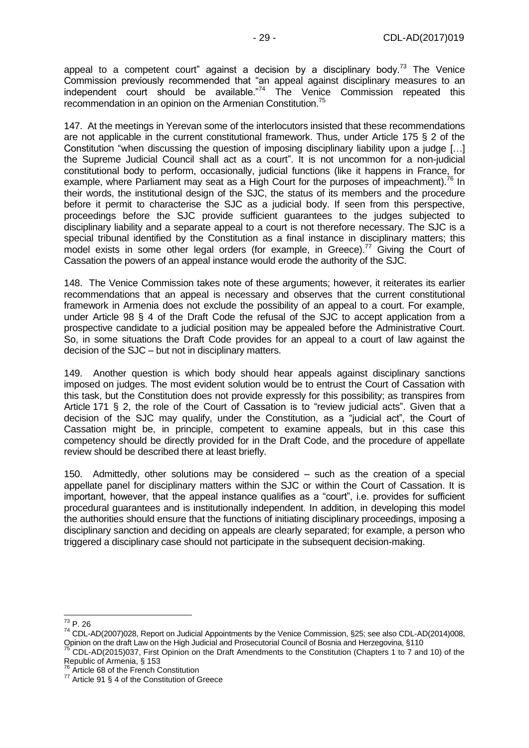appeal to a competent court" against a decision by a disciplinary body.[73] The Venice Commission previously recommended that "an appeal against disciplinary measures to an independent court should be available."[74] The Venice Commission repeated this recommendation in an opinion on the Armenian Constitution.[75]

147. At the meetings in Yerevan some of the interlocutors insisted that these recommendations are not applicable in the current constitutional framework. Thus, under Article 175 § 2 of the Constitution "when discussing the question of imposing disciplinary liability upon a judge […] the Supreme Judicial Council shall act as a court". It is not uncommon for a non-judicial constitutional body to perform, occasionally, judicial functions (like it happens in France, for example, where Parliament may seat as a High Court for the purposes of impeachment).[76] In their words, the institutional design of the SJC, the status of its members and the procedure before it permit to characterise the SJC as a judicial body. If seen from this perspective, proceedings before the SJC provide sufficient guarantees to the judges subjected to disciplinary liability and a separate appeal to a court is not therefore necessary. The SJC is a special tribunal identified by the Constitution as a final instance in disciplinary matters; this model exists in some other legal orders (for example, in Greece).[77] Giving the Court of Cassation the powers of an appeal instance would erode the authority of the SJC.

148. The Venice Commission takes note of these arguments; however, it reiterates its earlier recommendations that an appeal is necessary and observes that the current constitutional framework in Armenia does not exclude the possibility of an appeal to a court. For example, under Article 98 § 4 of the Draft Code the refusal of the SJC to accept application from a prospective candidate to a judicial position may be appealed before the Administrative Court. So, in some situations the Draft Code provides for an appeal to a court of law against the decision of the SJC – but not in disciplinary matters.

149. Another question is which body should hear appeals against disciplinary sanctions imposed on judges. The most evident solution would be to entrust the Court of Cassation with this task, but the Constitution does not provide expressly for this possibility; as transpires from Article 171 § 2, the role of the Court of Cassation is to "review judicial acts". Given that a decision of the SJC may qualify, under the Constitution, as a "judicial act", the Court of Cassation might be, in principle, competent to examine appeals, but in this case this competency should be directly provided for in the Draft Code, and the procedure of appellate review should be described there at least briefly.

150. Admittedly, other solutions may be considered – such as the creation of a special appellate panel for disciplinary matters within the SJC or within the Court of Cassation. It is important, however, that the appeal instance qualifies as a "court", i.e. provides for sufficient procedural guarantees and is institutionally independent. In addition, in developing this model the authorities should ensure that the functions of initiating disciplinary proceedings, imposing a disciplinary sanction and deciding on appeals are clearly separated; for example, a person who triggered a disciplinary case should not participate in the subsequent decision-making.

---

[73] P. 26

[74] CDL-AD(2007)028, Report on Judicial Appointments by the Venice Commission, §25; see also CDL-AD(2014)008, Opinion on the draft Law on the High Judicial and Prosecutorial Council of Bosnia and Herzegovina, §110

[75] CDL-AD(2015)037, First Opinion on the Draft Amendments to the Constitution (Chapters 1 to 7 and 10) of the Republic of Armenia, § 153

[76] Article 68 of the French Constitution

[77] Article 91 § 4 of the Constitution of Greece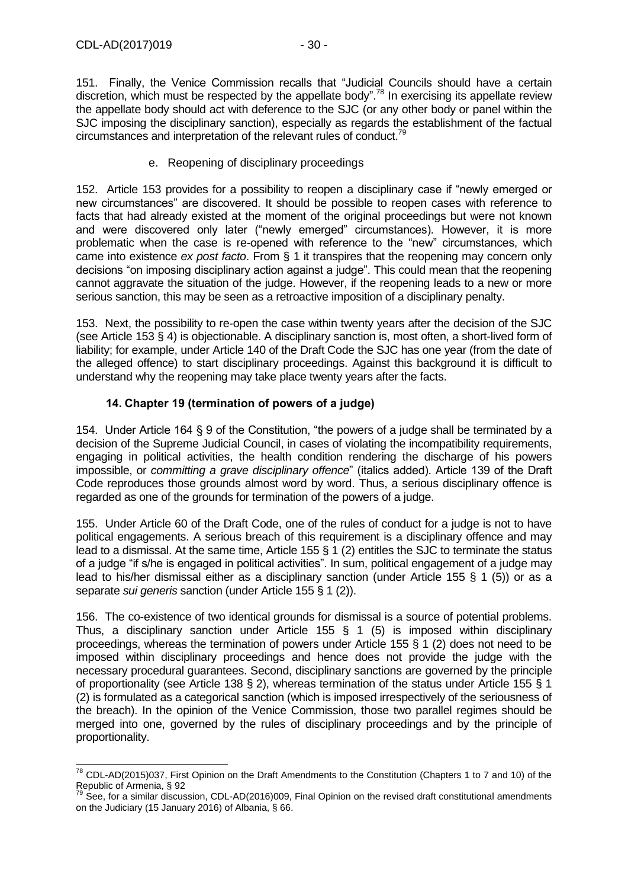151. Finally, the Venice Commission recalls that "Judicial Councils should have a certain discretion, which must be respected by the appellate body".[78] In exercising its appellate review the appellate body should act with deference to the SJC (or any other body or panel within the SJC imposing the disciplinary sanction), especially as regards the establishment of the factual circumstances and interpretation of the relevant rules of conduct.[79]

e. Reopening of disciplinary proceedings

152. Article 153 provides for a possibility to reopen a disciplinary case if "newly emerged or new circumstances" are discovered. It should be possible to reopen cases with reference to facts that had already existed at the moment of the original proceedings but were not known and were discovered only later ("newly emerged" circumstances). However, it is more problematic when the case is re-opened with reference to the "new" circumstances, which came into existence *ex post facto*. From § 1 it transpires that the reopening may concern only decisions "on imposing disciplinary action against a judge". This could mean that the reopening cannot aggravate the situation of the judge. However, if the reopening leads to a new or more serious sanction, this may be seen as a retroactive imposition of a disciplinary penalty.

153. Next, the possibility to re-open the case within twenty years after the decision of the SJC (see Article 153 § 4) is objectionable. A disciplinary sanction is, most often, a short-lived form of liability; for example, under Article 140 of the Draft Code the SJC has one year (from the date of the alleged offence) to start disciplinary proceedings. Against this background it is difficult to understand why the reopening may take place twenty years after the facts.

### 14. Chapter 19 (termination of powers of a judge)

154. Under Article 164 § 9 of the Constitution, "the powers of a judge shall be terminated by a decision of the Supreme Judicial Council, in cases of violating the incompatibility requirements, engaging in political activities, the health condition rendering the discharge of his powers impossible, or *committing a grave disciplinary offence*" (italics added). Article 139 of the Draft Code reproduces those grounds almost word by word. Thus, a serious disciplinary offence is regarded as one of the grounds for termination of the powers of a judge.

155. Under Article 60 of the Draft Code, one of the rules of conduct for a judge is not to have political engagements. A serious breach of this requirement is a disciplinary offence and may lead to a dismissal. At the same time, Article 155 § 1 (2) entitles the SJC to terminate the status of a judge "if s/he is engaged in political activities". In sum, political engagement of a judge may lead to his/her dismissal either as a disciplinary sanction (under Article 155 § 1 (5)) or as a separate *sui generis* sanction (under Article 155 § 1 (2)).

156. The co-existence of two identical grounds for dismissal is a source of potential problems. Thus, a disciplinary sanction under Article 155 § 1 (5) is imposed within disciplinary proceedings, whereas the termination of powers under Article 155 § 1 (2) does not need to be imposed within disciplinary proceedings and hence does not provide the judge with the necessary procedural guarantees. Second, disciplinary sanctions are governed by the principle of proportionality (see Article 138 § 2), whereas termination of the status under Article 155 § 1 (2) is formulated as a categorical sanction (which is imposed irrespectively of the seriousness of the breach). In the opinion of the Venice Commission, those two parallel regimes should be merged into one, governed by the rules of disciplinary proceedings and by the principle of proportionality.

---

[78] CDL-AD(2015)037, First Opinion on the Draft Amendments to the Constitution (Chapters 1 to 7 and 10) of the Republic of Armenia, § 92

[79] See, for a similar discussion, CDL-AD(2016)009, Final Opinion on the revised draft constitutional amendments on the Judiciary (15 January 2016) of Albania, § 66.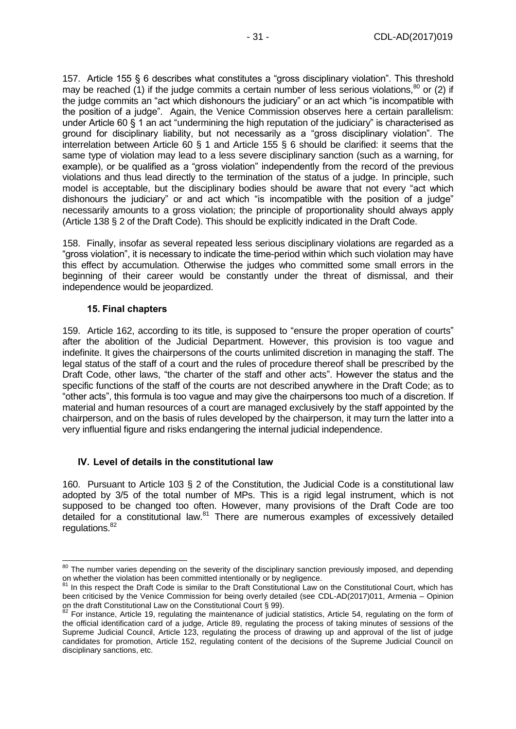157. Article 155 § 6 describes what constitutes a "gross disciplinary violation". This threshold may be reached (1) if the judge commits a certain number of less serious violations,[80] or (2) if the judge commits an "act which dishonours the judiciary" or an act which "is incompatible with the position of a judge". Again, the Venice Commission observes here a certain parallelism: under Article 60 § 1 an act "undermining the high reputation of the judiciary" is characterised as ground for disciplinary liability, but not necessarily as a "gross disciplinary violation". The interrelation between Article 60 § 1 and Article 155 § 6 should be clarified: it seems that the same type of violation may lead to a less severe disciplinary sanction (such as a warning, for example), or be qualified as a "gross violation" independently from the record of the previous violations and thus lead directly to the termination of the status of a judge. In principle, such model is acceptable, but the disciplinary bodies should be aware that not every "act which dishonours the judiciary" or and act which "is incompatible with the position of a judge" necessarily amounts to a gross violation; the principle of proportionality should always apply (Article 138 § 2 of the Draft Code). This should be explicitly indicated in the Draft Code.

158. Finally, insofar as several repeated less serious disciplinary violations are regarded as a "gross violation", it is necessary to indicate the time-period within which such violation may have this effect by accumulation. Otherwise the judges who committed some small errors in the beginning of their career would be constantly under the threat of dismissal, and their independence would be jeopardized.

### 15. Final chapters

159. Article 162, according to its title, is supposed to "ensure the proper operation of courts" after the abolition of the Judicial Department. However, this provision is too vague and indefinite. It gives the chairpersons of the courts unlimited discretion in managing the staff. The legal status of the staff of a court and the rules of procedure thereof shall be prescribed by the Draft Code, other laws, "the charter of the staff and other acts". However the status and the specific functions of the staff of the courts are not described anywhere in the Draft Code; as to "other acts", this formula is too vague and may give the chairpersons too much of a discretion. If material and human resources of a court are managed exclusively by the staff appointed by the chairperson, and on the basis of rules developed by the chairperson, it may turn the latter into a very influential figure and risks endangering the internal judicial independence.

## IV. Level of details in the constitutional law

160. Pursuant to Article 103 § 2 of the Constitution, the Judicial Code is a constitutional law adopted by 3/5 of the total number of MPs. This is a rigid legal instrument, which is not supposed to be changed too often. However, many provisions of the Draft Code are too detailed for a constitutional law.[81] There are numerous examples of excessively detailed regulations.[82]

---

[80] The number varies depending on the severity of the disciplinary sanction previously imposed, and depending on whether the violation has been committed intentionally or by negligence.

[81] In this respect the Draft Code is similar to the Draft Constitutional Law on the Constitutional Court, which has been criticised by the Venice Commission for being overly detailed (see CDL-AD(2017)011, Armenia – Opinion on the draft Constitutional Law on the Constitutional Court § 99).

[82] For instance, Article 19, regulating the maintenance of judicial statistics, Article 54, regulating on the form of the official identification card of a judge, Article 89, regulating the process of taking minutes of sessions of the Supreme Judicial Council, Article 123, regulating the process of drawing up and approval of the list of judge candidates for promotion, Article 152, regulating content of the decisions of the Supreme Judicial Council on disciplinary sanctions, etc.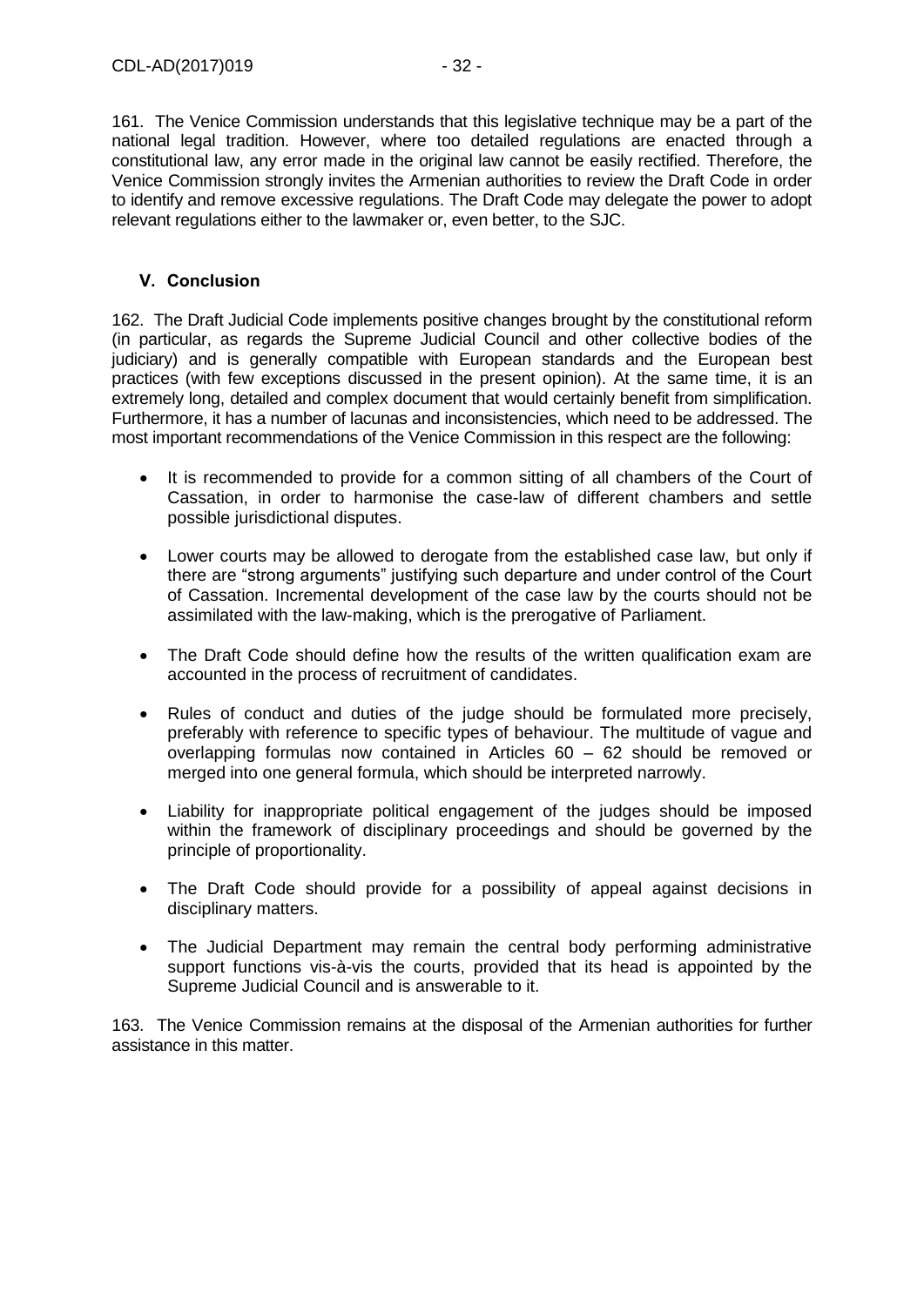161. The Venice Commission understands that this legislative technique may be a part of the national legal tradition. However, where too detailed regulations are enacted through a constitutional law, any error made in the original law cannot be easily rectified. Therefore, the Venice Commission strongly invites the Armenian authorities to review the Draft Code in order to identify and remove excessive regulations. The Draft Code may delegate the power to adopt relevant regulations either to the lawmaker or, even better, to the SJC.

## V. Conclusion

162. The Draft Judicial Code implements positive changes brought by the constitutional reform (in particular, as regards the Supreme Judicial Council and other collective bodies of the judiciary) and is generally compatible with European standards and the European best practices (with few exceptions discussed in the present opinion). At the same time, it is an extremely long, detailed and complex document that would certainly benefit from simplification. Furthermore, it has a number of lacunas and inconsistencies, which need to be addressed. The most important recommendations of the Venice Commission in this respect are the following:

- It is recommended to provide for a common sitting of all chambers of the Court of Cassation, in order to harmonise the case-law of different chambers and settle possible jurisdictional disputes.
- Lower courts may be allowed to derogate from the established case law, but only if there are "strong arguments" justifying such departure and under control of the Court of Cassation. Incremental development of the case law by the courts should not be assimilated with the law-making, which is the prerogative of Parliament.
- The Draft Code should define how the results of the written qualification exam are accounted in the process of recruitment of candidates.
- Rules of conduct and duties of the judge should be formulated more precisely, preferably with reference to specific types of behaviour. The multitude of vague and overlapping formulas now contained in Articles 60 – 62 should be removed or merged into one general formula, which should be interpreted narrowly.
- Liability for inappropriate political engagement of the judges should be imposed within the framework of disciplinary proceedings and should be governed by the principle of proportionality.
- The Draft Code should provide for a possibility of appeal against decisions in disciplinary matters.
- The Judicial Department may remain the central body performing administrative support functions vis-à-vis the courts, provided that its head is appointed by the Supreme Judicial Council and is answerable to it.

163. The Venice Commission remains at the disposal of the Armenian authorities for further assistance in this matter.